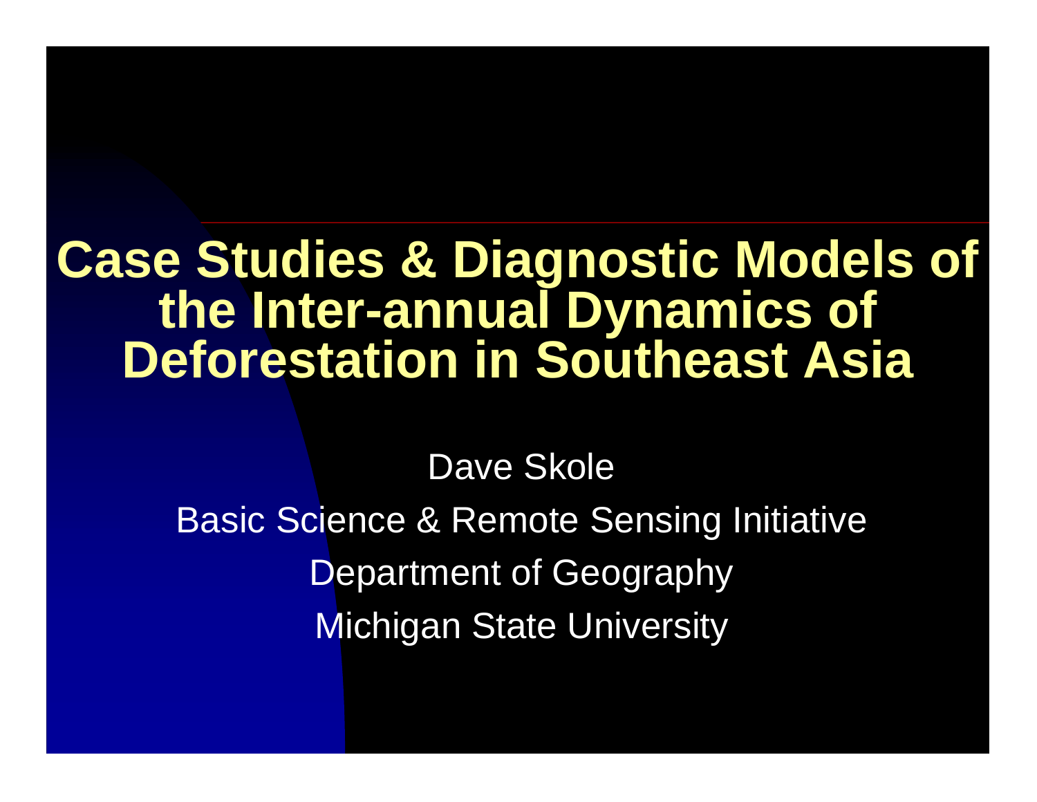# Case Studies & Diagnostic Models of the Inter-annual Dynamics of Deforestation in Southeast Asia

Dave Skole

Basic Science & Remote Sensing Initiative

Department of Geography

Michigan State University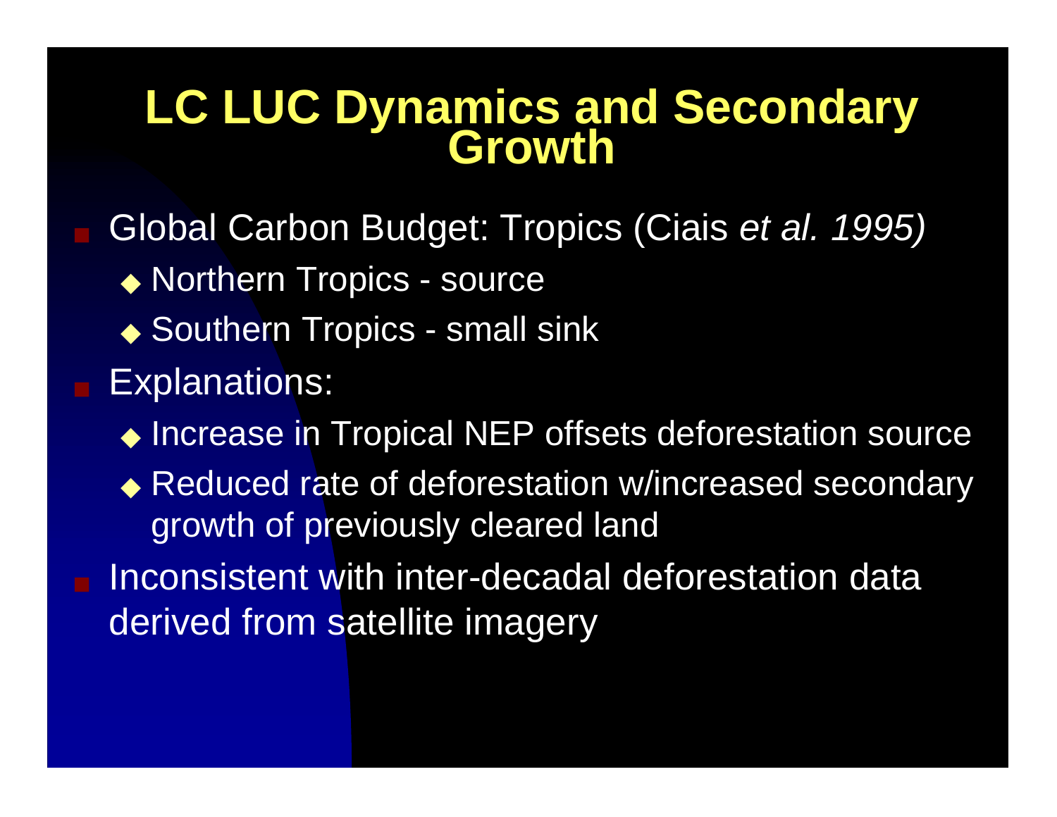# LC LUC Dynamics and Secondary Growth

- Global Carbon Budget: Tropics (Ciais *et al. 1995)*
  - Northern Tropics - source
  - Southern Tropics - small sink
- Explanations:
  - Increase in Tropical NEP offsets deforestation source
  - Reduced rate of deforestation w/increased secondary growth of previously cleared land
- Inconsistent with inter-decadal deforestation data derived from satellite imagery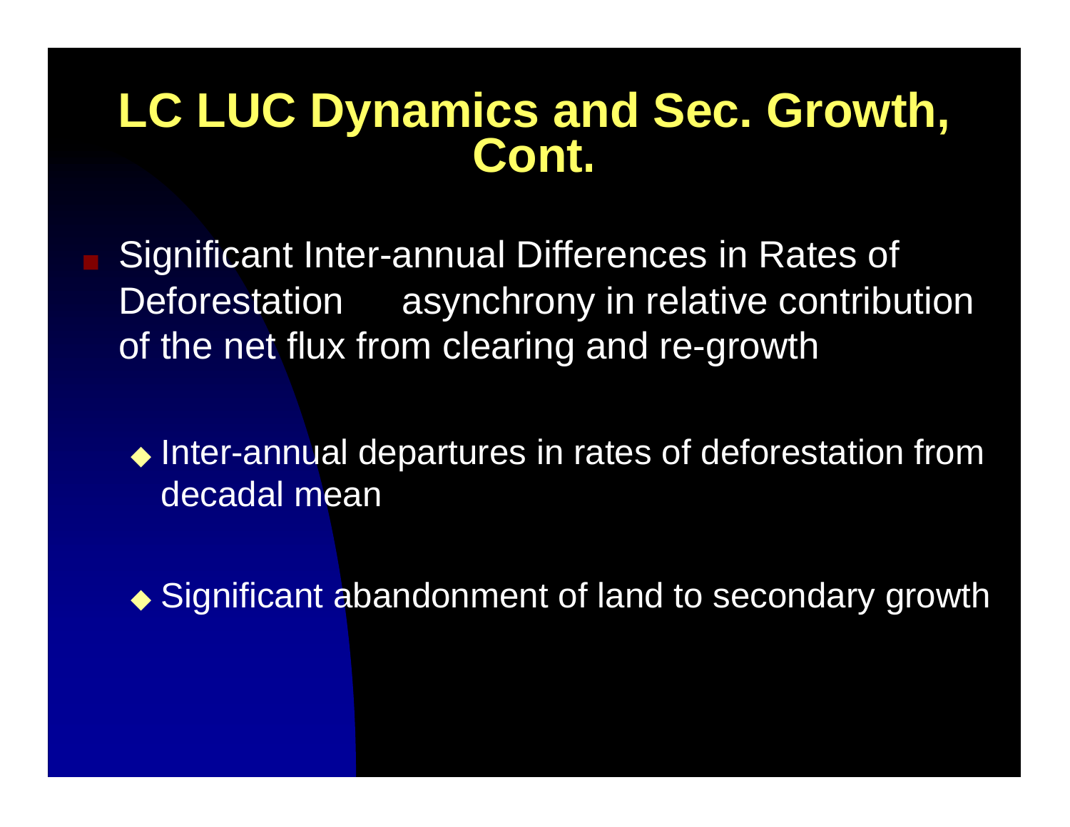# LC LUC Dynamics and Sec. Growth, Cont.

- Significant Inter-annual Differences in Rates of Deforestation asynchrony in relative contribution of the net flux from clearing and re-growth
  - Inter-annual departures in rates of deforestation from decadal mean
  - Significant abandonment of land to secondary growth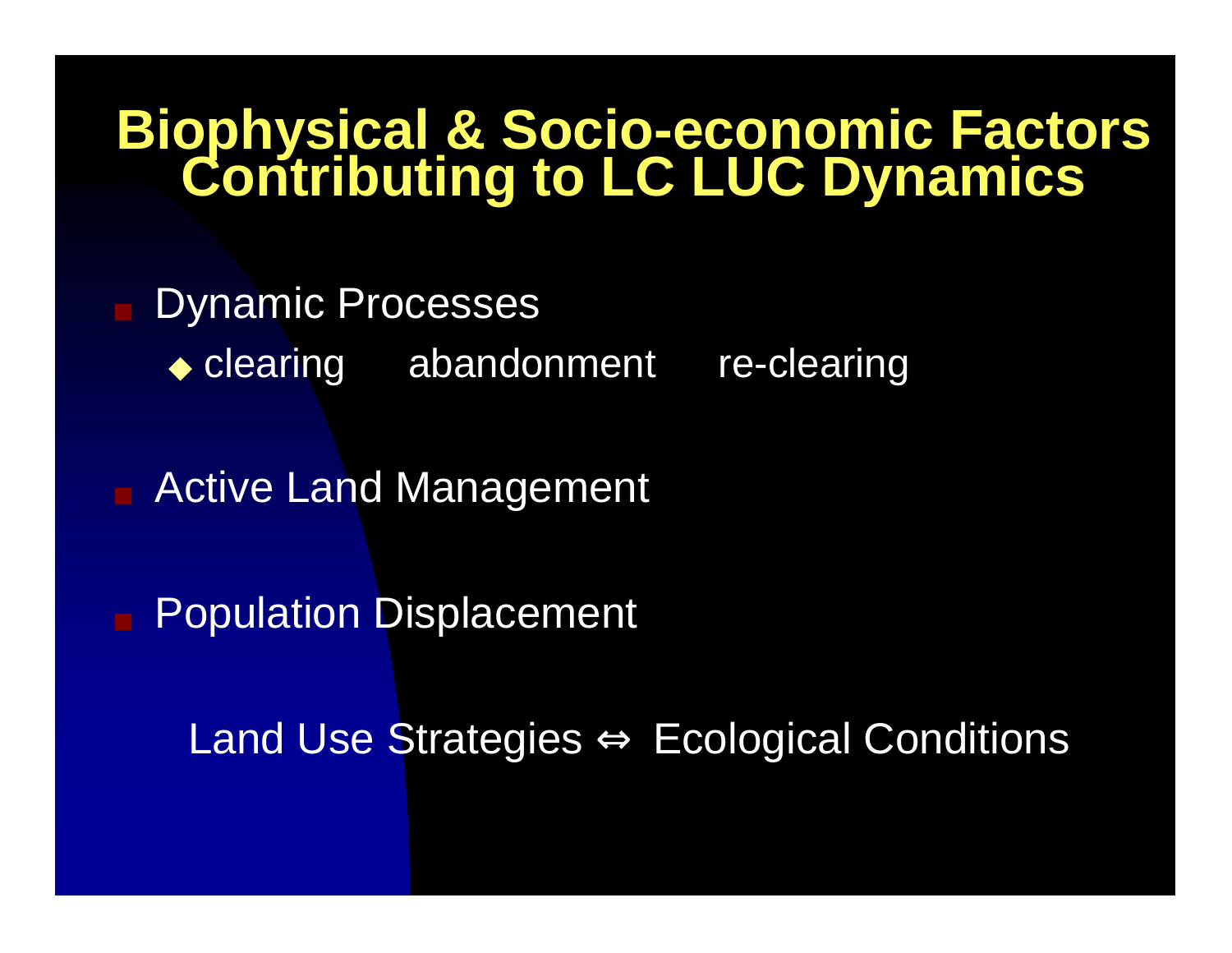# Biophysical & Socio-economic Factors Contributing to LC LUC Dynamics

- Dynamic Processes
  - clearing    abandonment    re-clearing
- Active Land Management
- Population Displacement

Land Use Strategies ⇔ Ecological Conditions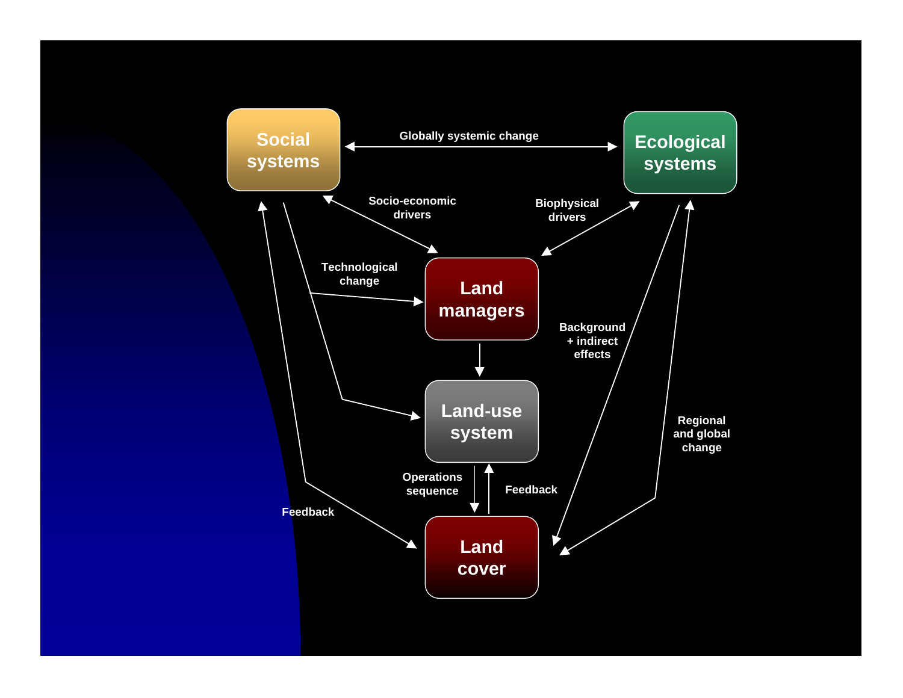Social systems

Ecological systems

Globally systemic change

Socio-economic drivers

Biophysical drivers

Technological change

Land managers

Background + indirect effects

Land-use system

Regional and global change

Operations sequence

Feedback

Feedback

Land cover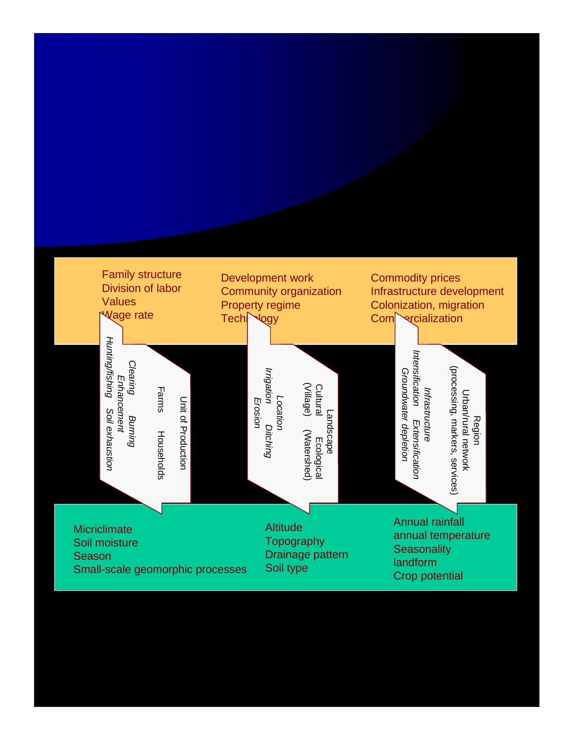Family structure
Division of labor
Values
Wage rate

Development work
Community organization
Property regime
Technology

Commodity prices
Infrastructure development
Colonization, migration
Commercialization

Unit of Production
Farms Households
*Clearing Burning*
*Enhancement*
*Hunting/fishing Soil exhaustion*

Landscape
Cultural Ecological
(Village) (Watershed)
*Location*
*Irrigation Ditching*
*Erosion*

Region
Urban/rural network
(processing, markers, services)
*Infrastructure*
*Intensification Extensification*
*Groundwater depletion*

Micriclimate
Soil moisture
Season
Small-scale geomorphic processes

Altitude
Topography
Drainage pattern
Soil type

Annual rainfall
annual temperature
Seasonality
landform
Crop potential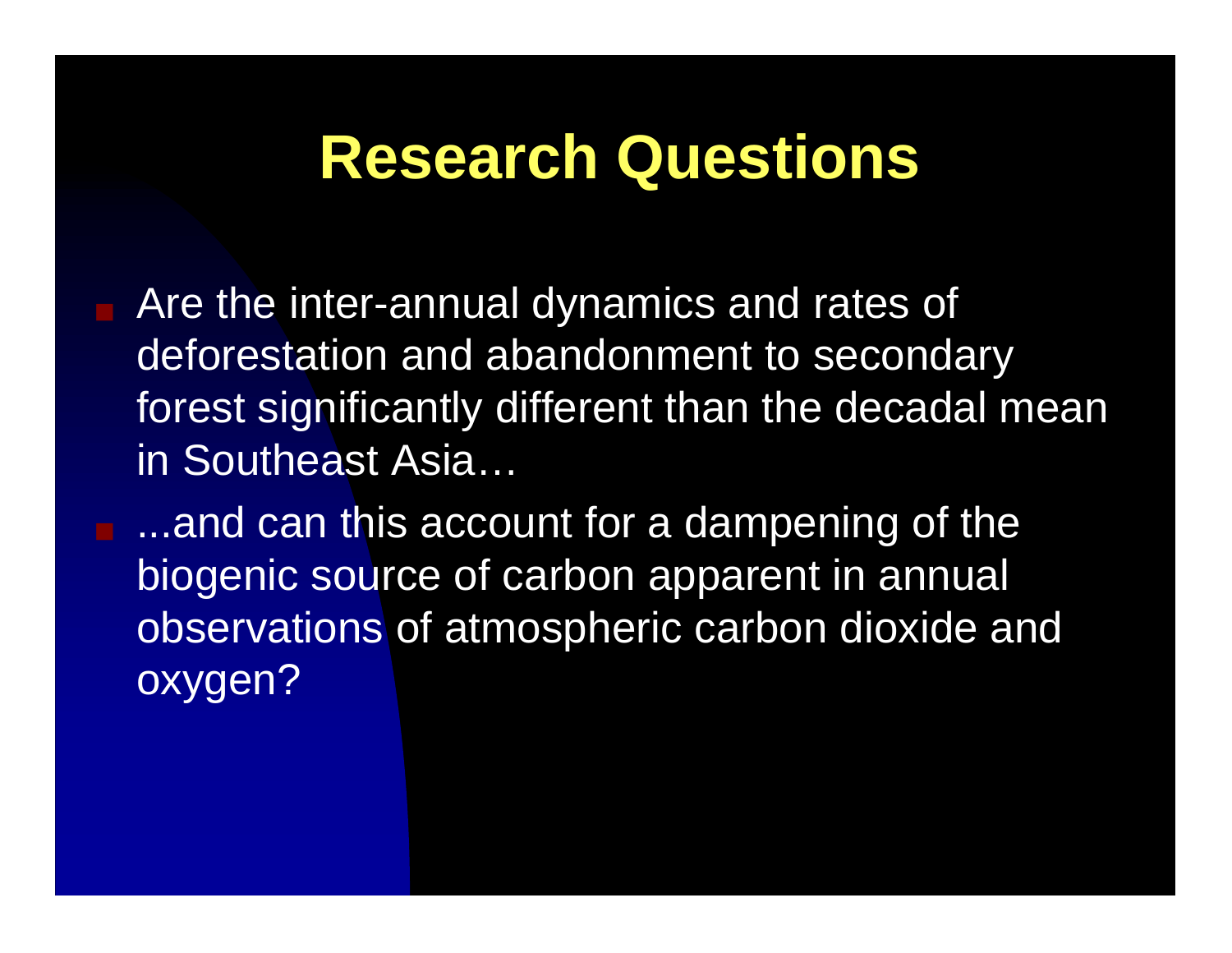# Research Questions

- Are the inter-annual dynamics and rates of deforestation and abandonment to secondary forest significantly different than the decadal mean in Southeast Asia…
- ...and can this account for a dampening of the biogenic source of carbon apparent in annual observations of atmospheric carbon dioxide and oxygen?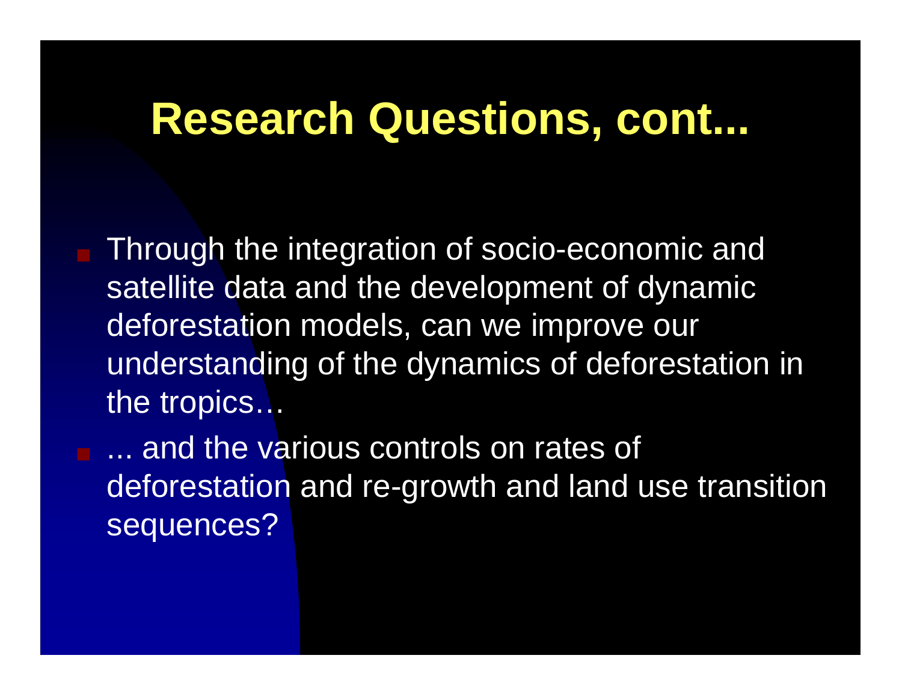# Research Questions, cont...

- Through the integration of socio-economic and satellite data and the development of dynamic deforestation models, can we improve our understanding of the dynamics of deforestation in the tropics…
- ... and the various controls on rates of deforestation and re-growth and land use transition sequences?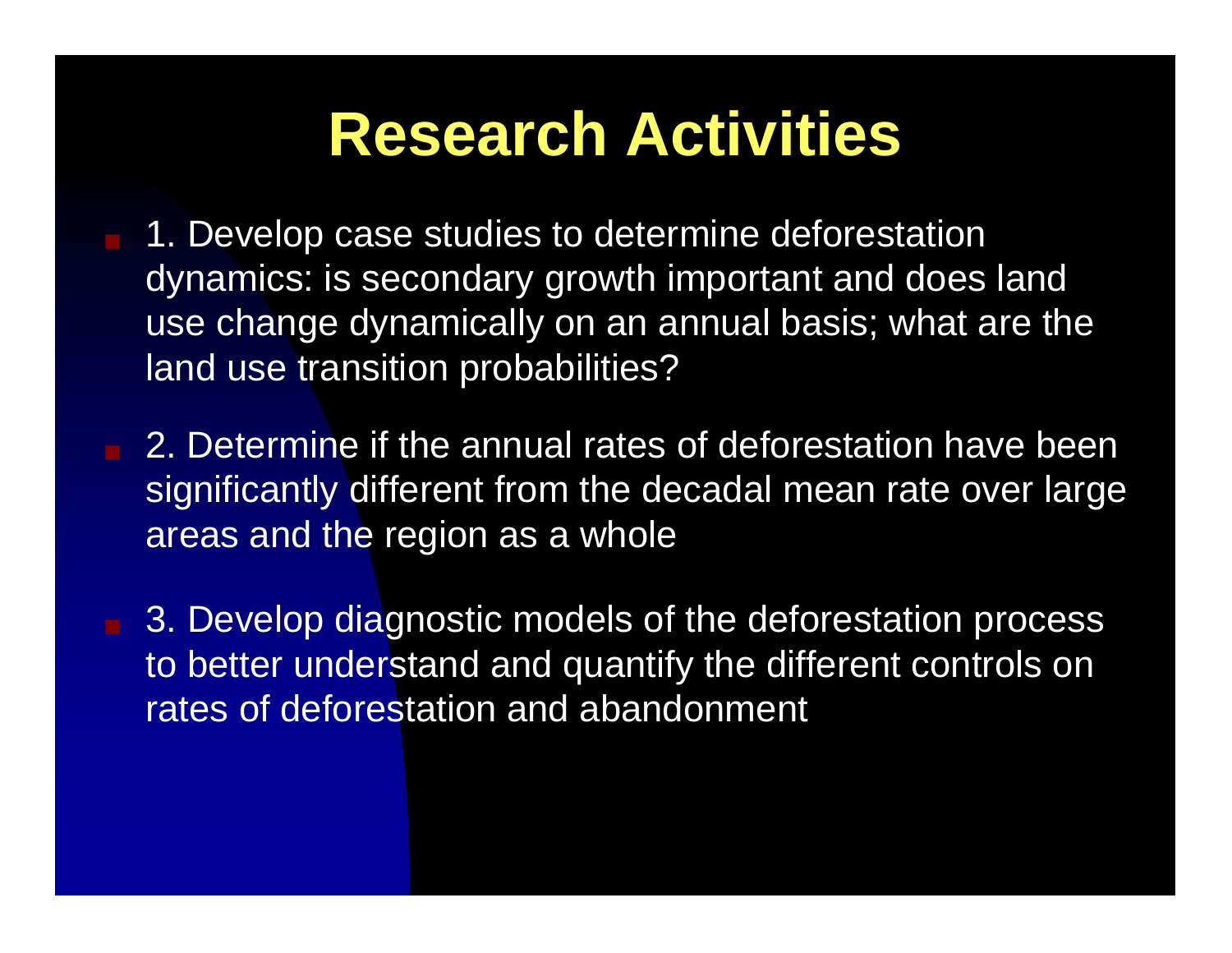# Research Activities

- 1. Develop case studies to determine deforestation dynamics: is secondary growth important and does land use change dynamically on an annual basis; what are the land use transition probabilities?
- 2. Determine if the annual rates of deforestation have been significantly different from the decadal mean rate over large areas and the region as a whole
- 3. Develop diagnostic models of the deforestation process to better understand and quantify the different controls on rates of deforestation and abandonment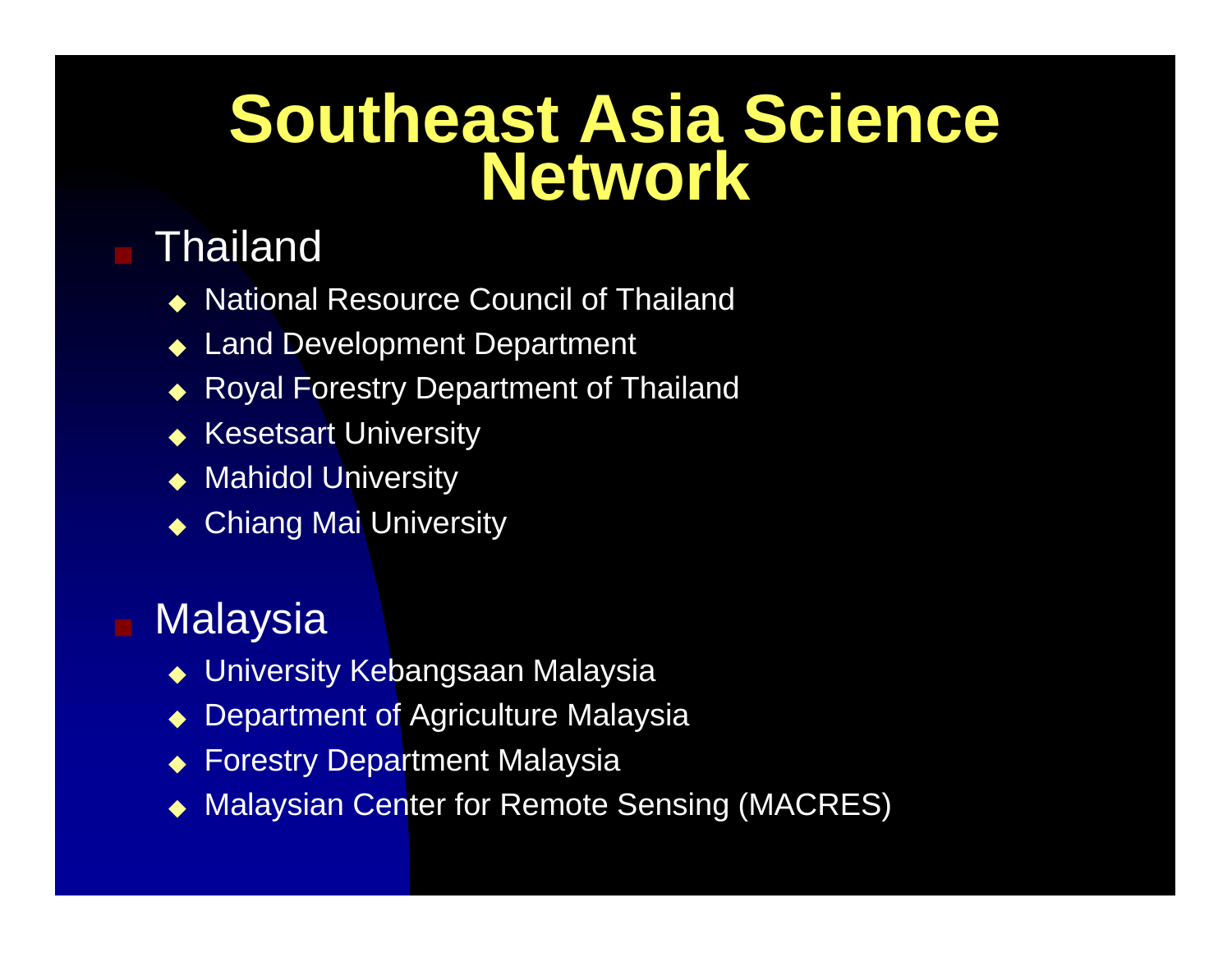# Southeast Asia Science Network

- Thailand
  - National Resource Council of Thailand
  - Land Development Department
  - Royal Forestry Department of Thailand
  - Kesetsart University
  - Mahidol University
  - Chiang Mai University
- Malaysia
  - University Kebangsaan Malaysia
  - Department of Agriculture Malaysia
  - Forestry Department Malaysia
  - Malaysian Center for Remote Sensing (MACRES)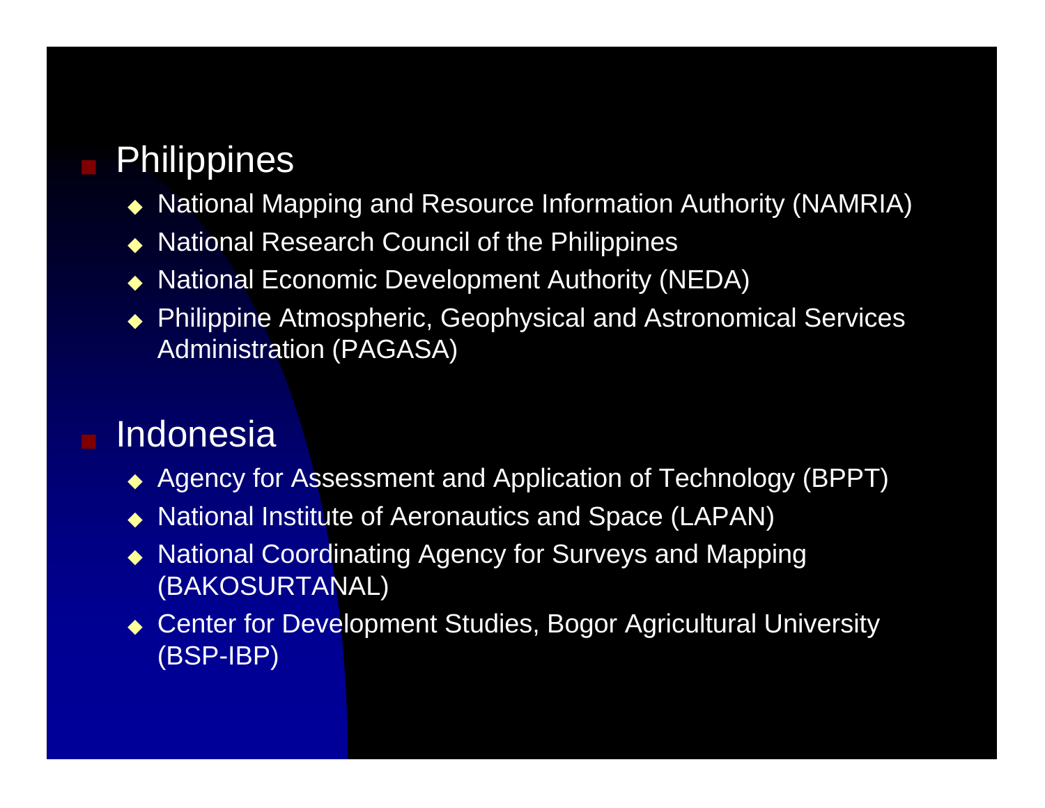- Philippines
  - National Mapping and Resource Information Authority (NAMRIA)
  - National Research Council of the Philippines
  - National Economic Development Authority (NEDA)
  - Philippine Atmospheric, Geophysical and Astronomical Services Administration (PAGASA)
- Indonesia
  - Agency for Assessment and Application of Technology (BPPT)
  - National Institute of Aeronautics and Space (LAPAN)
  - National Coordinating Agency for Surveys and Mapping (BAKOSURTANAL)
  - Center for Development Studies, Bogor Agricultural University (BSP-IBP)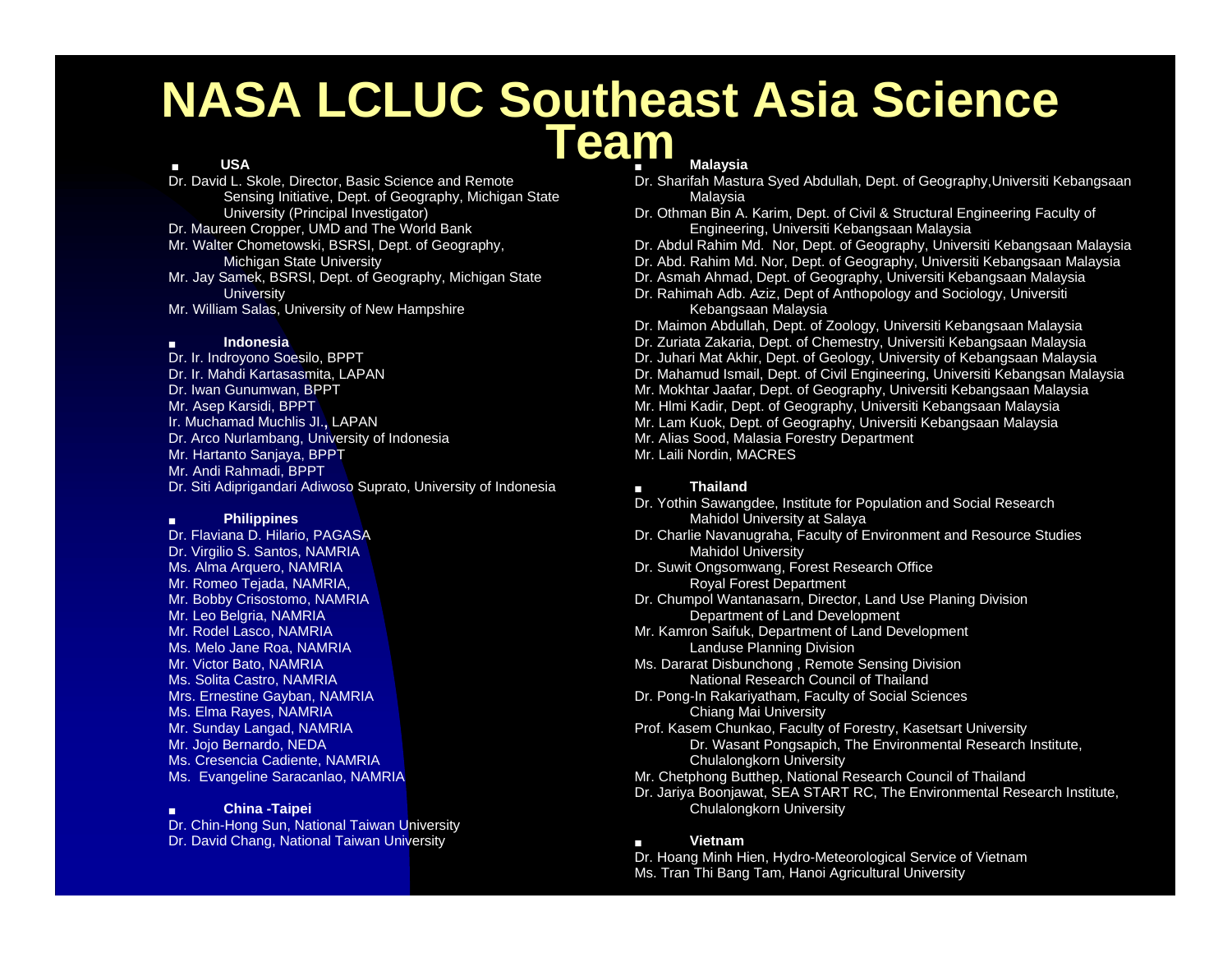# NASA LCLUC Southeast Asia Science Team

- **USA**

Dr. David L. Skole, Director, Basic Science and Remote Sensing Initiative, Dept. of Geography, Michigan State University (Principal Investigator)
Dr. Maureen Cropper, UMD and The World Bank
Mr. Walter Chometowski, BSRSI, Dept. of Geography, Michigan State University
Mr. Jay Samek, BSRSI, Dept. of Geography, Michigan State University
Mr. William Salas, University of New Hampshire

- **Indonesia**

Dr. Ir. Indroyono Soesilo, BPPT
Dr. Ir. Mahdi Kartasasmita, LAPAN
Dr. Iwan Gunumwan, BPPT
Mr. Asep Karsidi, BPPT
Ir. Muchamad Muchlis Jl., LAPAN
Dr. Arco Nurlambang, University of Indonesia
Mr. Hartanto Sanjaya, BPPT
Mr. Andi Rahmadi, BPPT
Dr. Siti Adiprigandari Adiwoso Suprato, University of Indonesia

- **Philippines**

Dr. Flaviana D. Hilario, PAGASA
Dr. Virgilio S. Santos, NAMRIA
Ms. Alma Arquero, NAMRIA
Mr. Romeo Tejada, NAMRIA,
Mr. Bobby Crisostomo, NAMRIA
Mr. Leo Belgria, NAMRIA
Mr. Rodel Lasco, NAMRIA
Ms. Melo Jane Roa, NAMRIA
Mr. Victor Bato, NAMRIA
Ms. Solita Castro, NAMRIA
Mrs. Ernestine Gayban, NAMRIA
Ms. Elma Rayes, NAMRIA
Mr. Sunday Langad, NAMRIA
Mr. Jojo Bernardo, NEDA
Ms. Cresencia Cadiente, NAMRIA
Ms. Evangeline Saracanlao, NAMRIA

- **China -Taipei**

Dr. Chin-Hong Sun, National Taiwan University
Dr. David Chang, National Taiwan University

- **Malaysia**

Dr. Sharifah Mastura Syed Abdullah, Dept. of Geography,Universiti Kebangsaan Malaysia
Dr. Othman Bin A. Karim, Dept. of Civil & Structural Engineering Faculty of Engineering, Universiti Kebangsaan Malaysia
Dr. Abdul Rahim Md. Nor, Dept. of Geography, Universiti Kebangsaan Malaysia
Dr. Abd. Rahim Md. Nor, Dept. of Geography, Universiti Kebangsaan Malaysia
Dr. Asmah Ahmad, Dept. of Geography, Universiti Kebangsaan Malaysia
Dr. Rahimah Adb. Aziz, Dept of Anthopology and Sociology, Universiti Kebangsaan Malaysia
Dr. Maimon Abdullah, Dept. of Zoology, Universiti Kebangsaan Malaysia
Dr. Zuriata Zakaria, Dept. of Chemestry, Universiti Kebangsaan Malaysia
Dr. Juhari Mat Akhir, Dept. of Geology, University of Kebangsaan Malaysia
Dr. Mahamud Ismail, Dept. of Civil Engineering, Universiti Kebangsaan Malaysia
Mr. Mokhtar Jaafar, Dept. of Geography, Universiti Kebangsaan Malaysia
Mr. Hlmi Kadir, Dept. of Geography, Universiti Kebangsaan Malaysia
Mr. Lam Kuok, Dept. of Geography, Universiti Kebangsaan Malaysia
Mr. Alias Sood, Malasia Forestry Department
Mr. Laili Nordin, MACRES

- **Thailand**

Dr. Yothin Sawangdee, Institute for Population and Social Research Mahidol University at Salaya
Dr. Charlie Navanugraha, Faculty of Environment and Resource Studies Mahidol University
Dr. Suwit Ongsomwang, Forest Research Office Royal Forest Department
Dr. Chumpol Wantanasarn, Director, Land Use Planing Division Department of Land Development
Mr. Kamron Saifuk, Department of Land Development Landuse Planning Division
Ms. Dararat Disbunchong , Remote Sensing Division National Research Council of Thailand
Dr. Pong-In Rakariyatham, Faculty of Social Sciences Chiang Mai University
Prof. Kasem Chunkao, Faculty of Forestry, Kasetsart University
Dr. Wasant Pongsapich, The Environmental Research Institute, Chulalongkorn University
Mr. Chetphong Butthep, National Research Council of Thailand
Dr. Jariya Boonjawat, SEA START RC, The Environmental Research Institute, Chulalongkorn University

- **Vietnam**

Dr. Hoang Minh Hien, Hydro-Meteorological Service of Vietnam
Ms. Tran Thi Bang Tam, Hanoi Agricultural University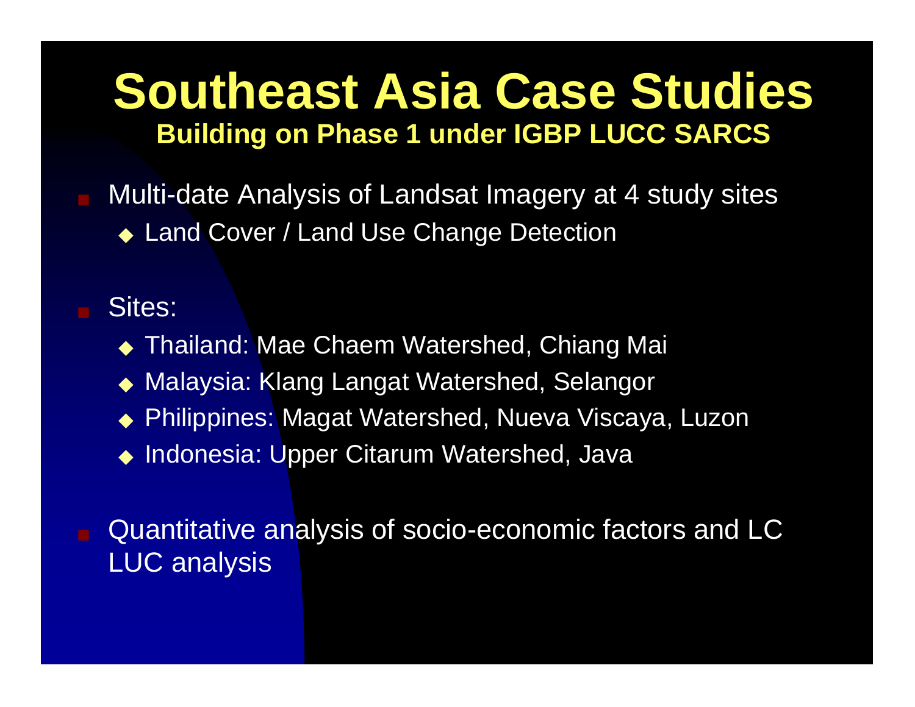# Southeast Asia Case Studies

## Building on Phase 1 under IGBP LUCC SARCS

- Multi-date Analysis of Landsat Imagery at 4 study sites
  - Land Cover / Land Use Change Detection
- Sites:
  - Thailand: Mae Chaem Watershed, Chiang Mai
  - Malaysia: Klang Langat Watershed, Selangor
  - Philippines: Magat Watershed, Nueva Viscaya, Luzon
  - Indonesia: Upper Citarum Watershed, Java
- Quantitative analysis of socio-economic factors and LC LUC analysis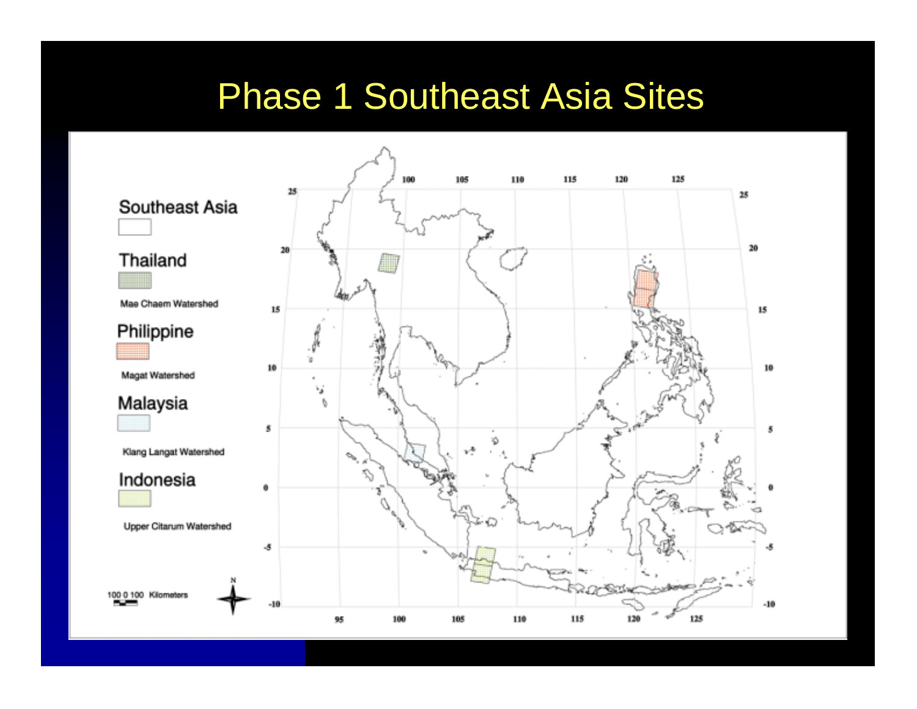# Phase 1 Southeast Asia Sites

Southeast Asia

Thailand

Mae Chaem Watershed

Philippine

Magat Watershed

Malaysia

Klang Langat Watershed

Indonesia

Upper Citarum Watershed

100 0 100 Kilometers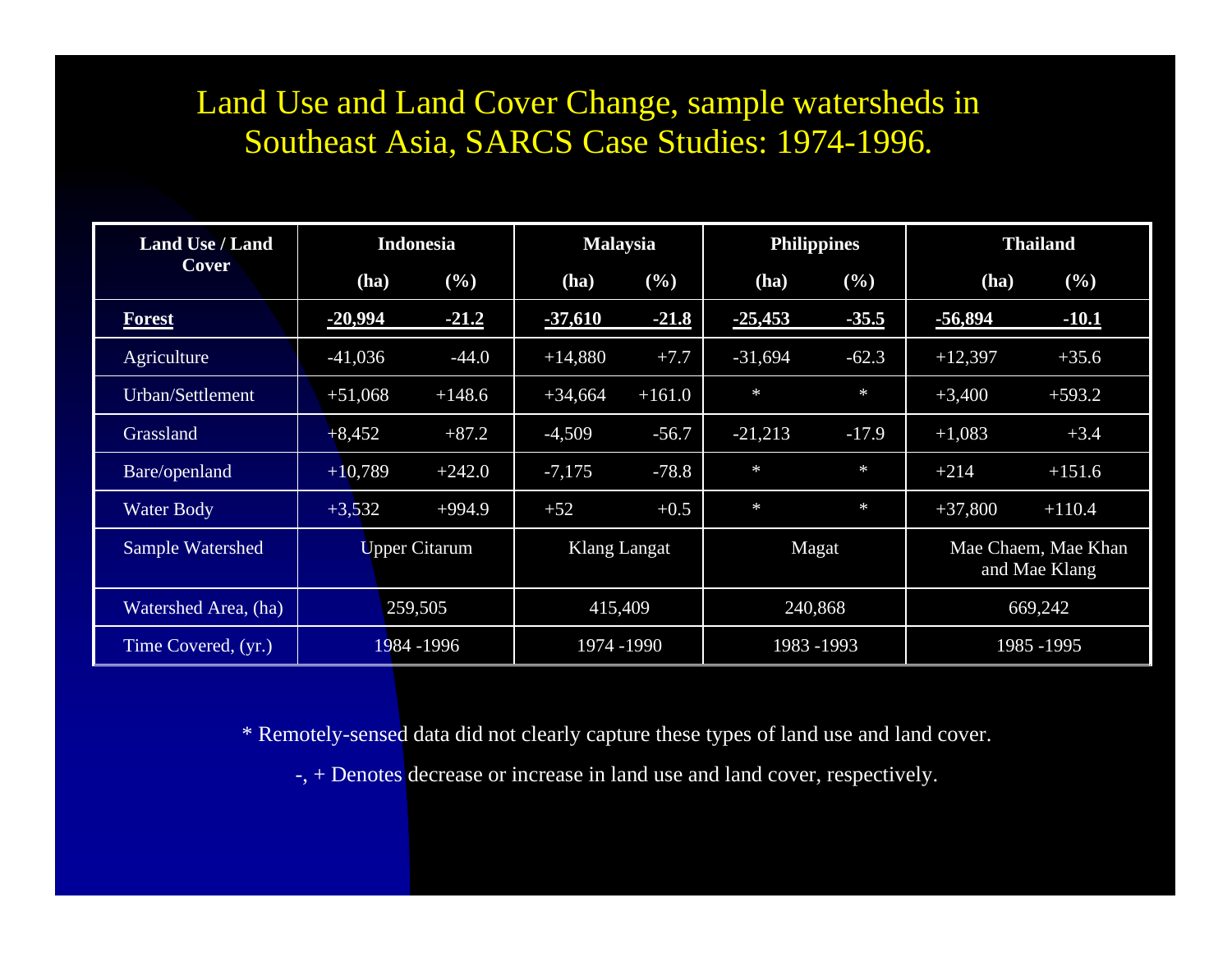# Land Use and Land Cover Change, sample watersheds in Southeast Asia, SARCS Case Studies: 1974-1996.

| Land Use / Land Cover | Indonesia | | Malaysia | | Philippines | | Thailand | |
|---|---|---|---|---|---|---|---|---|
| | (ha) | (%) | (ha) | (%) | (ha) | (%) | (ha) | (%) |
| **Forest** | **-20,994** | **-21.2** | **-37,610** | **-21.8** | **-25,453** | **-35.5** | **-56,894** | **-10.1** |
| Agriculture | -41,036 | -44.0 | +14,880 | +7.7 | -31,694 | -62.3 | +12,397 | +35.6 |
| Urban/Settlement | +51,068 | +148.6 | +34,664 | +161.0 | * | * | +3,400 | +593.2 |
| Grassland | +8,452 | +87.2 | -4,509 | -56.7 | -21,213 | -17.9 | +1,083 | +3.4 |
| Bare/openland | +10,789 | +242.0 | -7,175 | -78.8 | * | * | +214 | +151.6 |
| Water Body | +3,532 | +994.9 | +52 | +0.5 | * | * | +37,800 | +110.4 |
| Sample Watershed | Upper Citarum | | Klang Langat | | Magat | | Mae Chaem, Mae Khan and Mae Klang | |
| Watershed Area, (ha) | 259,505 | | 415,409 | | 240,868 | | 669,242 | |
| Time Covered, (yr.) | 1984 -1996 | | 1974 -1990 | | 1983 -1993 | | 1985 -1995 | |

* Remotely-sensed data did not clearly capture these types of land use and land cover.

-, + Denotes decrease or increase in land use and land cover, respectively.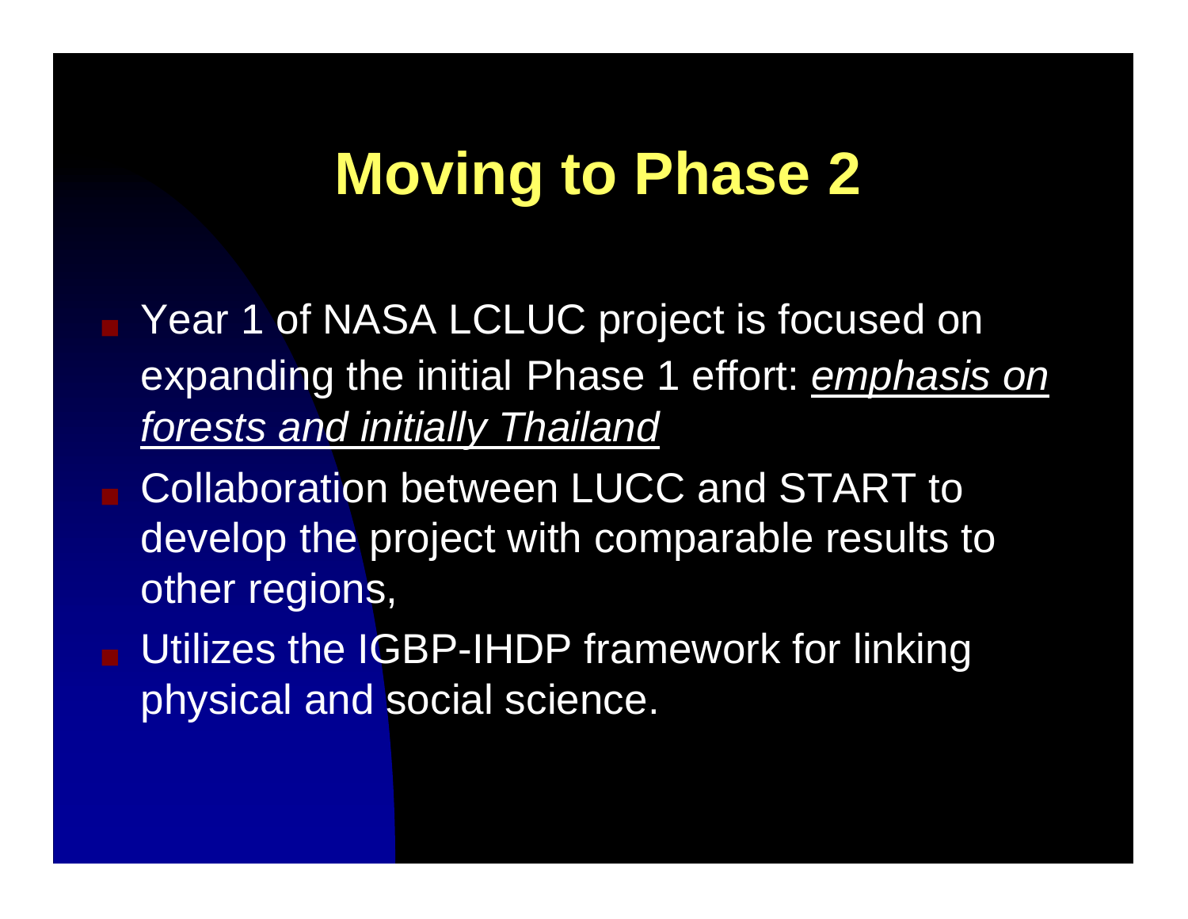# Moving to Phase 2

- Year 1 of NASA LCLUC project is focused on expanding the initial Phase 1 effort: *emphasis on forests and initially Thailand*
- Collaboration between LUCC and START to develop the project with comparable results to other regions,
- Utilizes the IGBP-IHDP framework for linking physical and social science.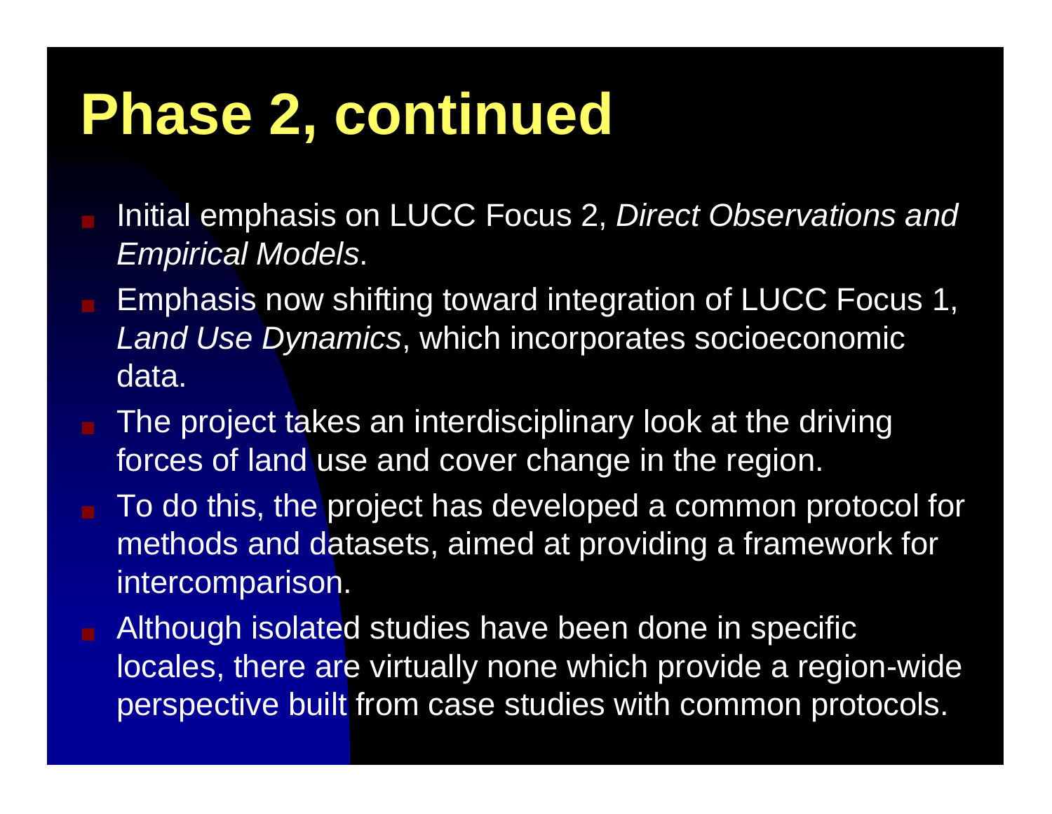# Phase 2, continued

- Initial emphasis on LUCC Focus 2, *Direct Observations and Empirical Models*.
- Emphasis now shifting toward integration of LUCC Focus 1, *Land Use Dynamics*, which incorporates socioeconomic data.
- The project takes an interdisciplinary look at the driving forces of land use and cover change in the region.
- To do this, the project has developed a common protocol for methods and datasets, aimed at providing a framework for intercomparison.
- Although isolated studies have been done in specific locales, there are virtually none which provide a region-wide perspective built from case studies with common protocols.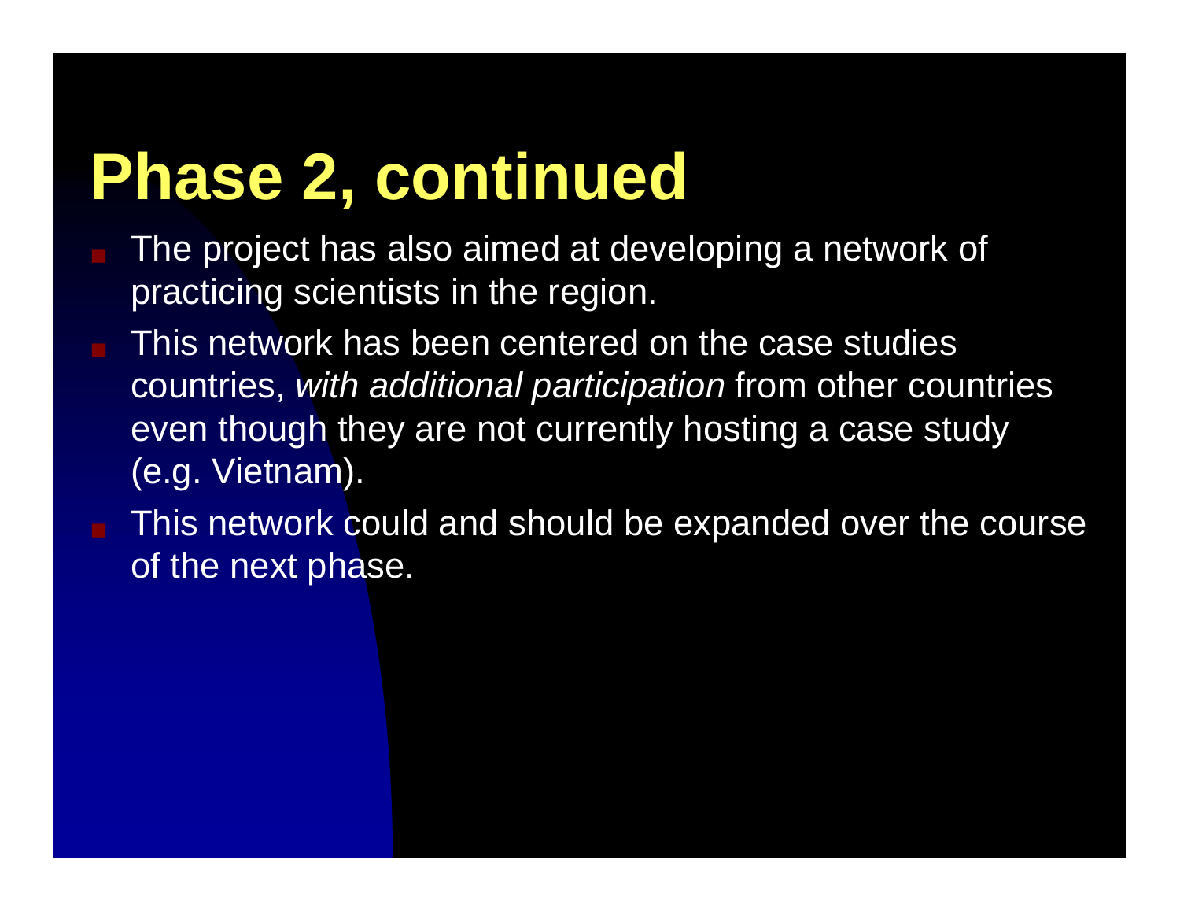# Phase 2, continued

- The project has also aimed at developing a network of practicing scientists in the region.
- This network has been centered on the case studies countries, *with additional participation* from other countries even though they are not currently hosting a case study (e.g. Vietnam).
- This network could and should be expanded over the course of the next phase.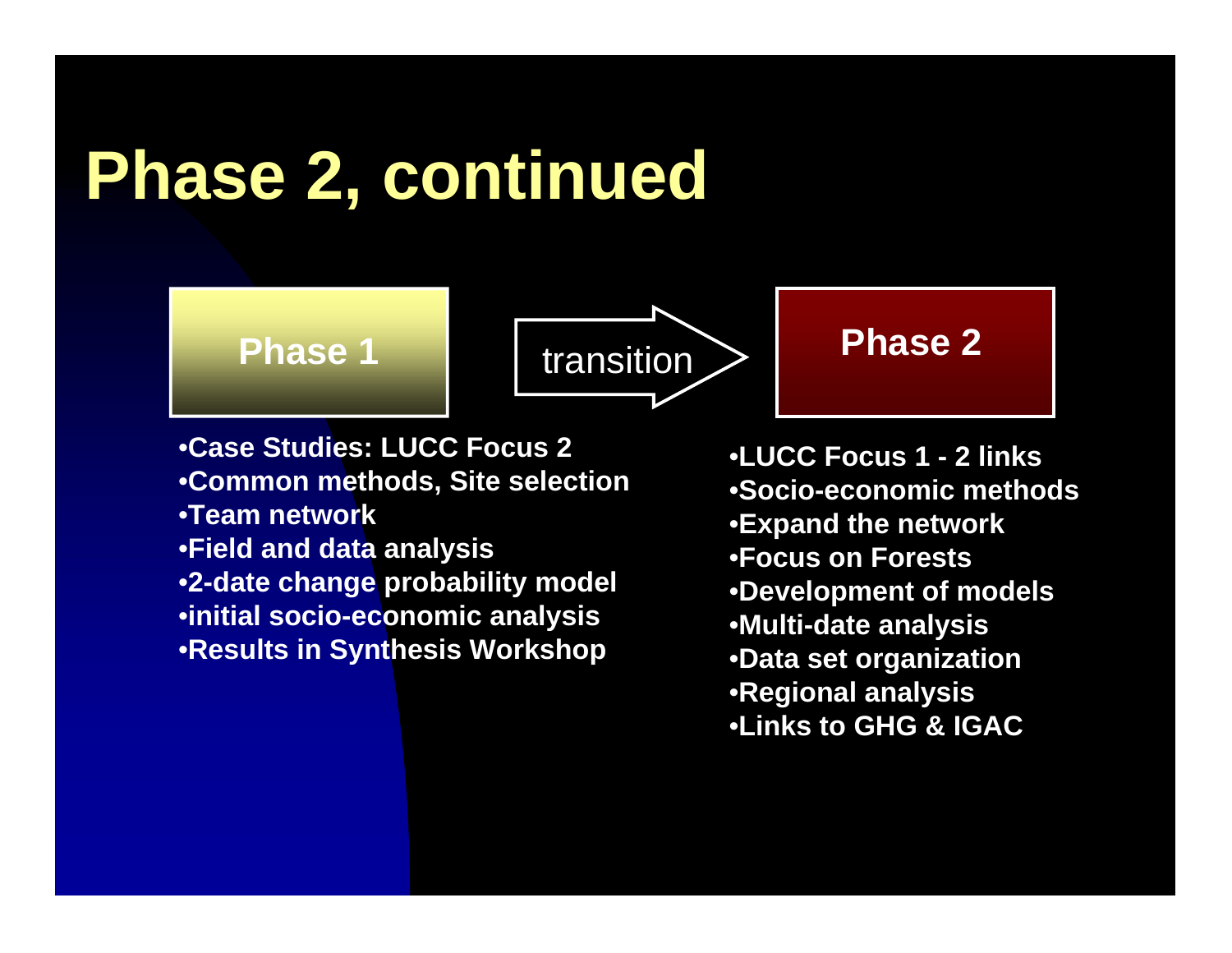# Phase 2, continued

**Phase 1** → transition → **Phase 2**

**Phase 1**

- **Case Studies: LUCC Focus 2**
- **Common methods, Site selection**
- **Team network**
- **Field and data analysis**
- **2-date change probability model**
- **initial socio-economic analysis**
- **Results in Synthesis Workshop**

**Phase 2**

- **LUCC Focus 1 - 2 links**
- **Socio-economic methods**
- **Expand the network**
- **Focus on Forests**
- **Development of models**
- **Multi-date analysis**
- **Data set organization**
- **Regional analysis**
- **Links to GHG & IGAC**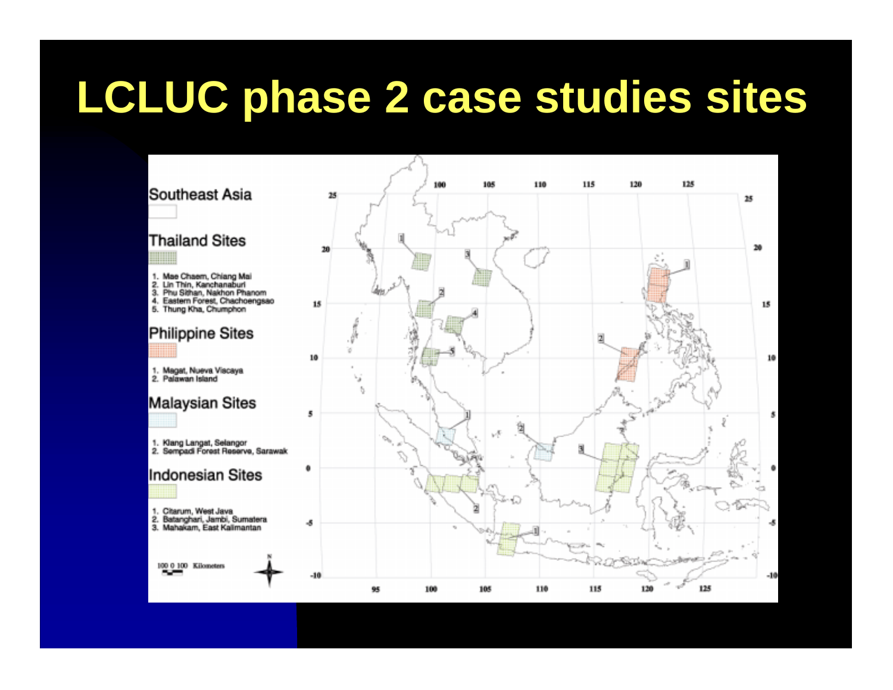# LCLUC phase 2 case studies sites

Southeast Asia

Thailand Sites

1. Mae Chaem, Chiang Mai
2. Lin Thin, Kanchanaburi
3. Phu Sithan, Nakhon Phanom
4. Eastern Forest, Chachoengsao
5. Thung Kha, Chumphon

Philippine Sites

1. Magat, Nueva Viscaya
2. Palawan Island

Malaysian Sites

1. Klang Langat, Selangor
2. Sempadi Forest Reserve, Sarawak

Indonesian Sites

1. Citarum, West Java
2. Batanghari, Jambi, Sumatera
3. Mahakam, East Kalimantan

100 0 100 Kilometers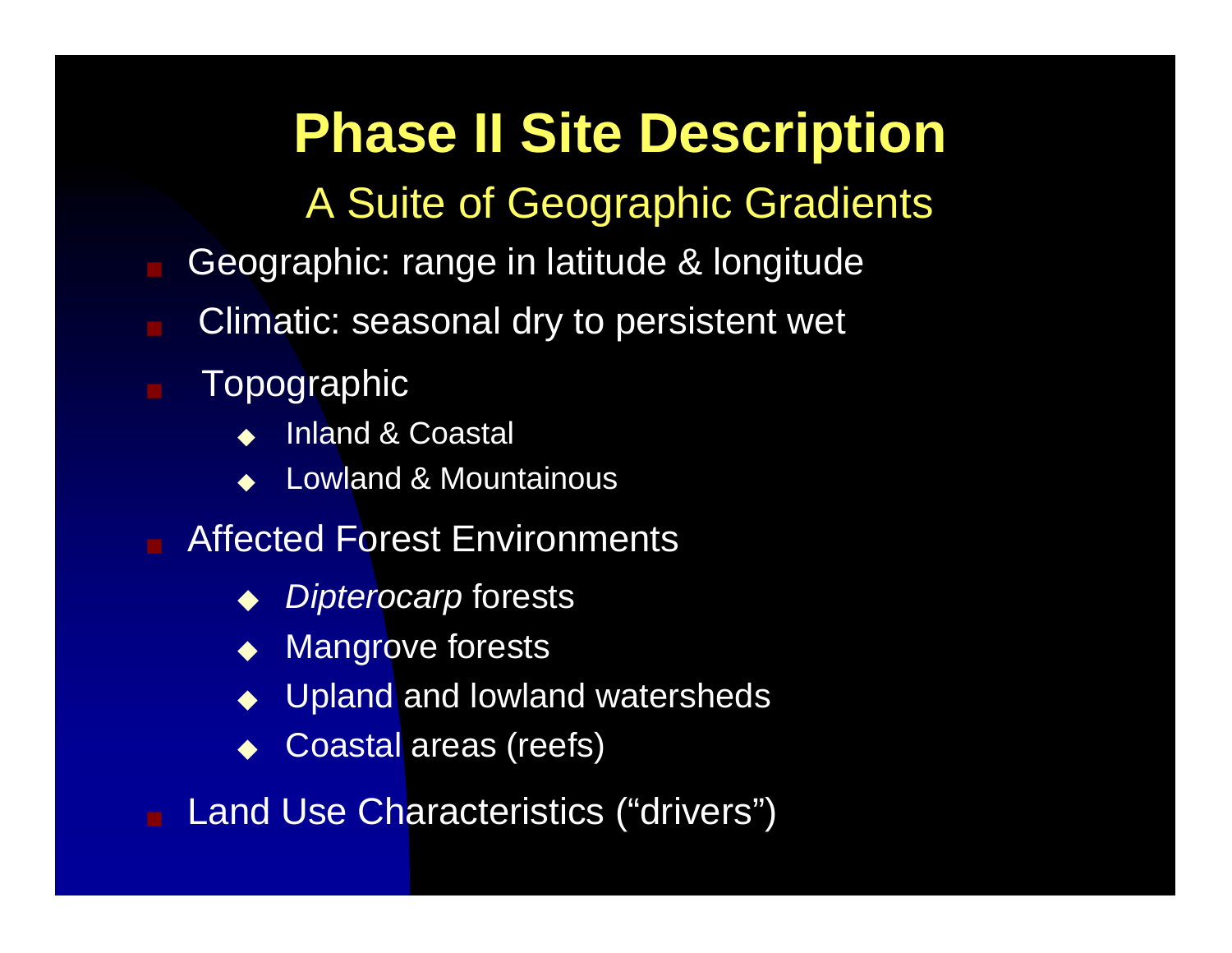# Phase II Site Description

## A Suite of Geographic Gradients

- Geographic: range in latitude & longitude
- Climatic: seasonal dry to persistent wet
- Topographic
  - Inland & Coastal
  - Lowland & Mountainous
- Affected Forest Environments
  - *Dipterocarp* forests
  - Mangrove forests
  - Upland and lowland watersheds
  - Coastal areas (reefs)
- Land Use Characteristics (“drivers”)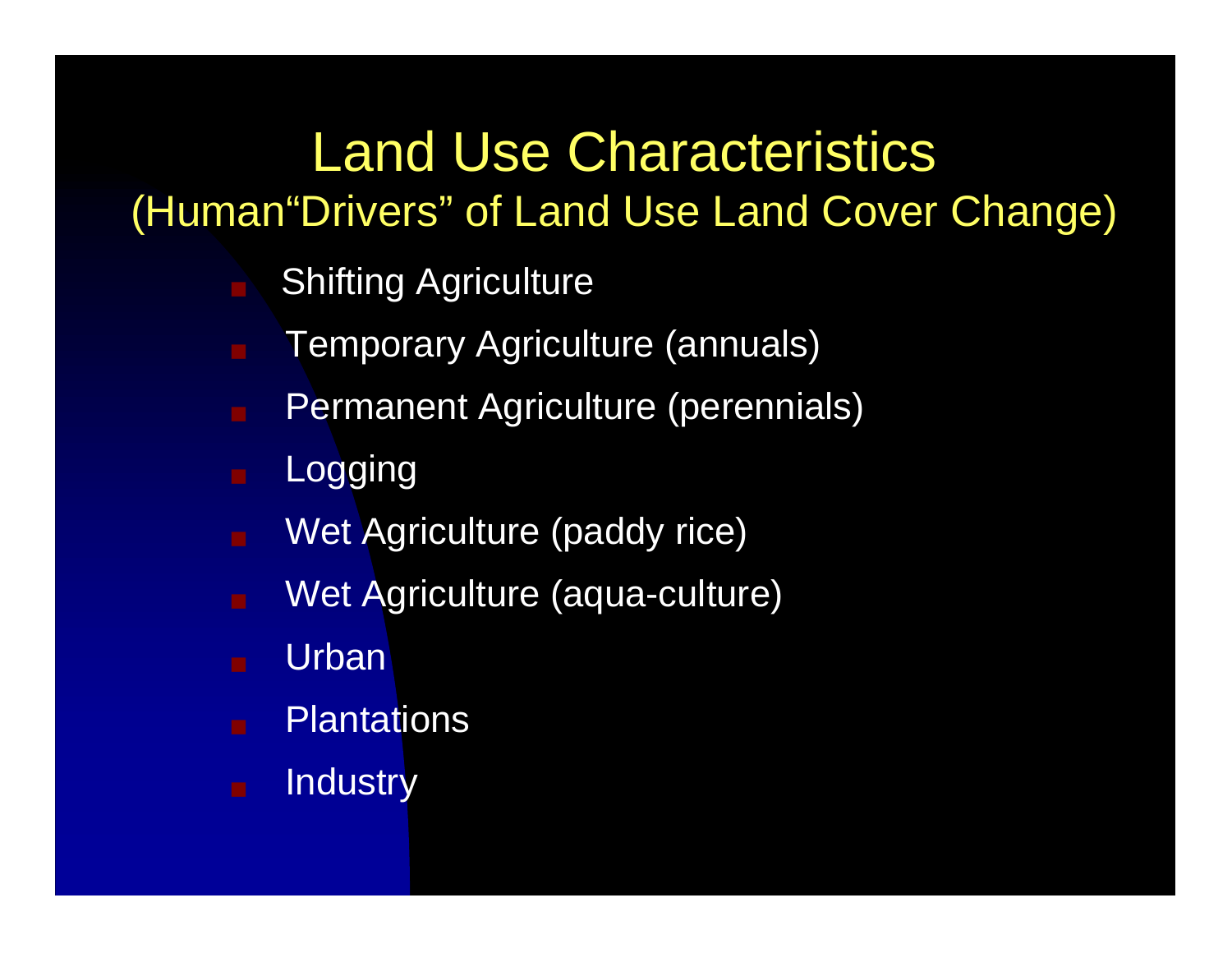# Land Use Characteristics

## (Human“Drivers” of Land Use Land Cover Change)

- Shifting Agriculture
- Temporary Agriculture (annuals)
- Permanent Agriculture (perennials)
- Logging
- Wet Agriculture (paddy rice)
- Wet Agriculture (aqua-culture)
- Urban
- Plantations
- Industry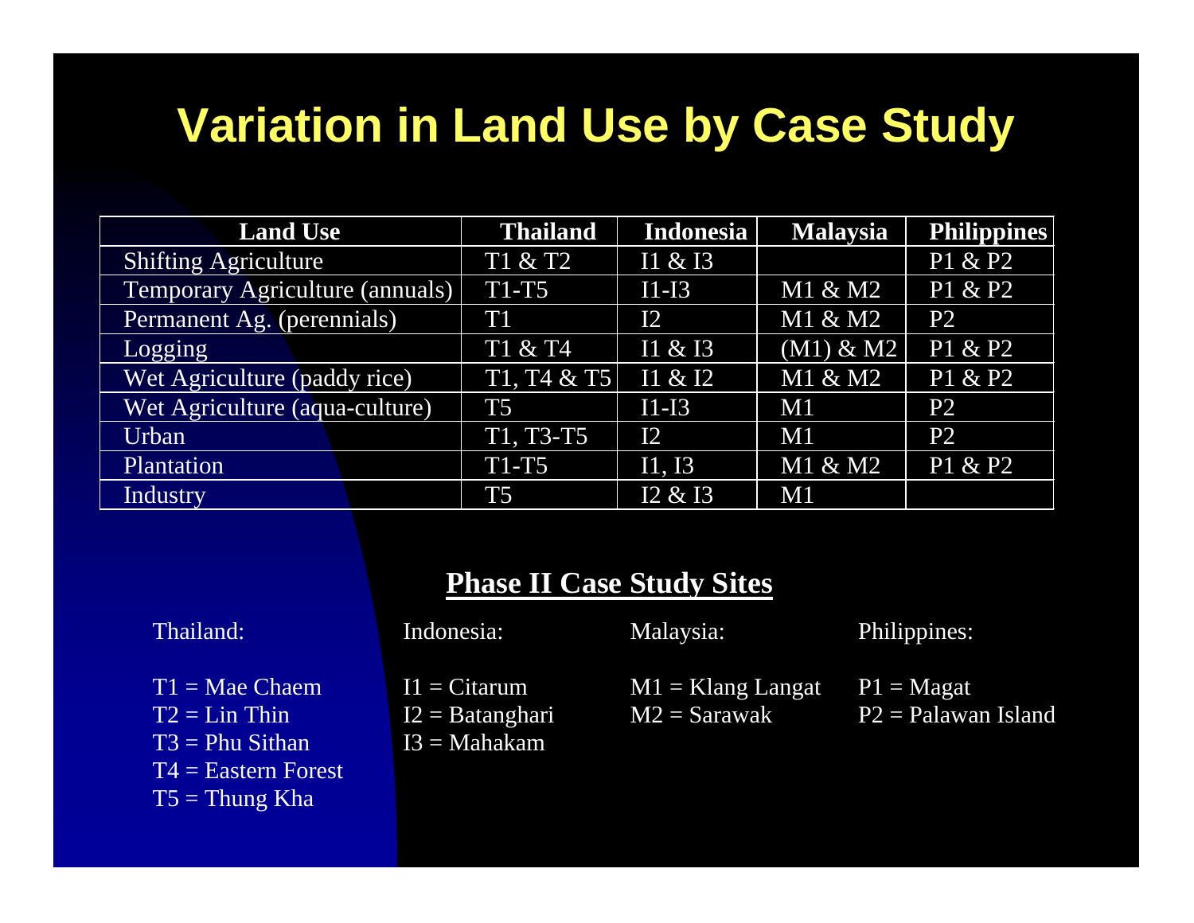# Variation in Land Use by Case Study

| Land Use | Thailand | Indonesia | Malaysia | Philippines |
|---|---|---|---|---|
| Shifting Agriculture | T1 & T2 | I1 & I3 | | P1 & P2 |
| Temporary Agriculture (annuals) | T1-T5 | I1-I3 | M1 & M2 | P1 & P2 |
| Permanent Ag. (perennials) | T1 | I2 | M1 & M2 | P2 |
| Logging | T1 & T4 | I1 & I3 | (M1) & M2 | P1 & P2 |
| Wet Agriculture (paddy rice) | T1, T4 & T5 | I1 & I2 | M1 & M2 | P1 & P2 |
| Wet Agriculture (aqua-culture) | T5 | I1-I3 | M1 | P2 |
| Urban | T1, T3-T5 | I2 | M1 | P2 |
| Plantation | T1-T5 | I1, I3 | M1 & M2 | P1 & P2 |
| Industry | T5 | I2 & I3 | M1 | |

## Phase II Case Study Sites

Thailand:

T1 = Mae Chaem
T2 = Lin Thin
T3 = Phu Sithan
T4 = Eastern Forest
T5 = Thung Kha

Indonesia:

I1 = Citarum
I2 = Batanghari
I3 = Mahakam

Malaysia:

M1 = Klang Langat
M2 = Sarawak

Philippines:

P1 = Magat
P2 = Palawan Island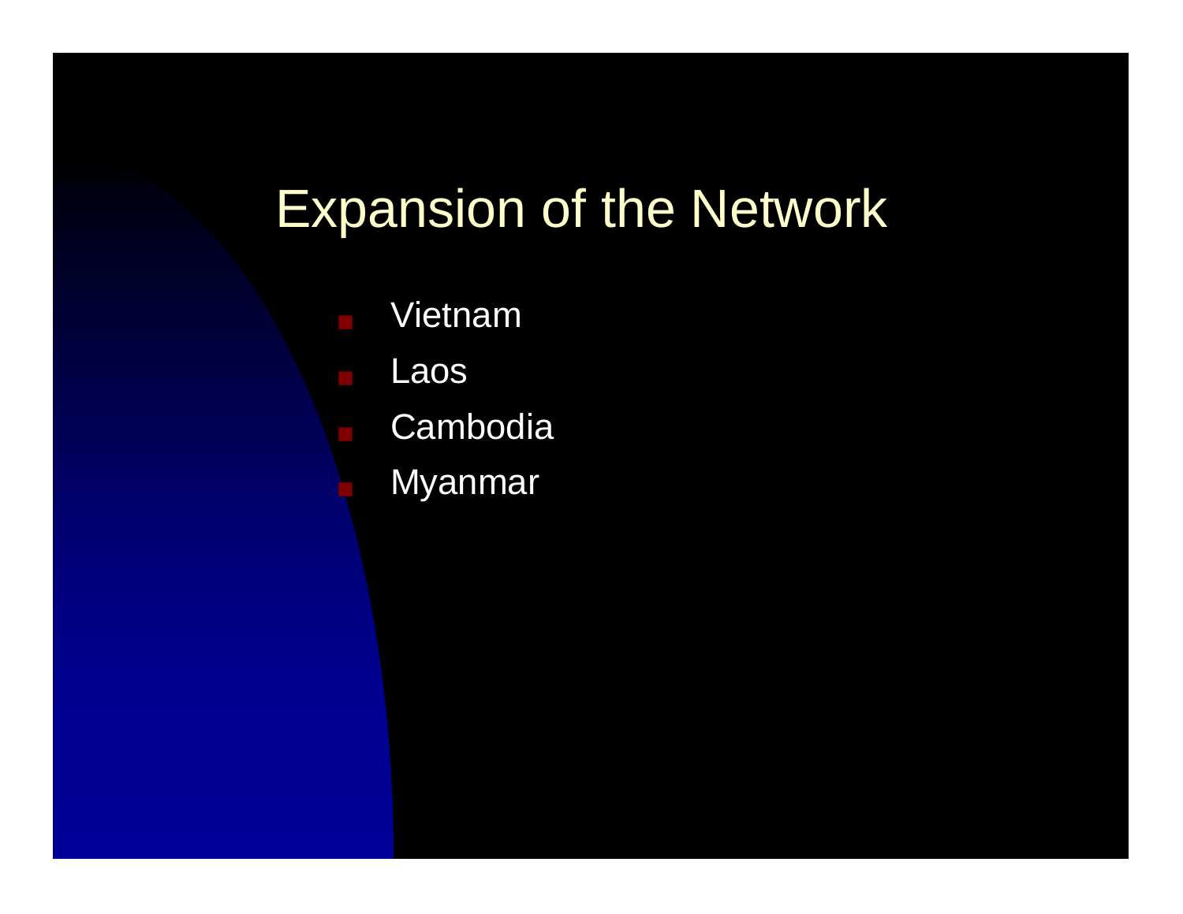# Expansion of the Network

- Vietnam
- Laos
- Cambodia
- Myanmar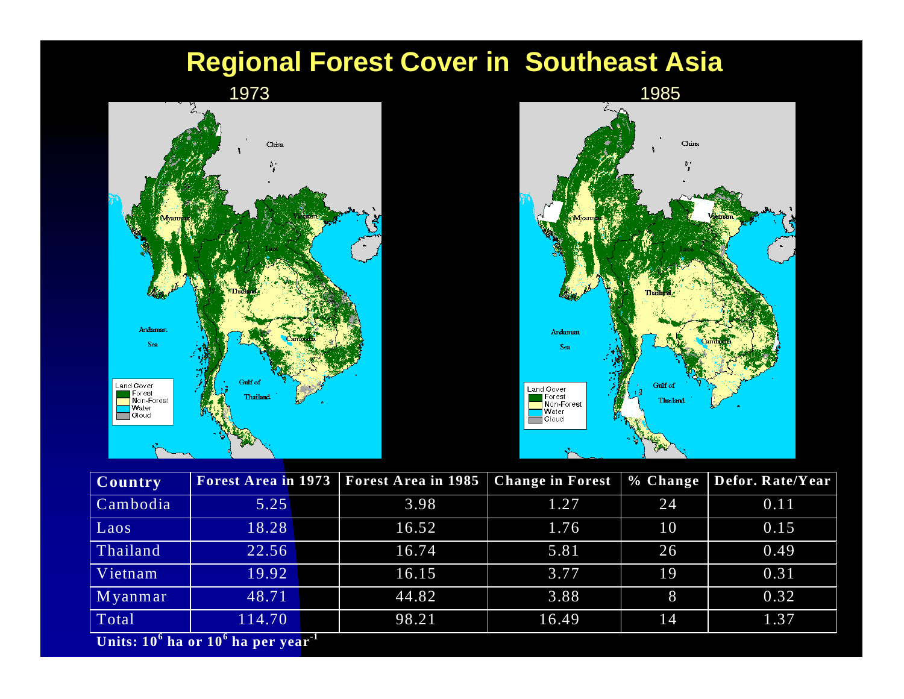# Regional Forest Cover in Southeast Asia

1973

1985

| Country | Forest Area in 1973 | Forest Area in 1985 | Change in Forest | % Change | Defor. Rate/Year |
|---|---|---|---|---|---|
| Cambodia | 5.25 | 3.98 | 1.27 | 24 | 0.11 |
| Laos | 18.28 | 16.52 | 1.76 | 10 | 0.15 |
| Thailand | 22.56 | 16.74 | 5.81 | 26 | 0.49 |
| Vietnam | 19.92 | 16.15 | 3.77 | 19 | 0.31 |
| Myanmar | 48.71 | 44.82 | 3.88 | 8 | 0.32 |
| Total | 114.70 | 98.21 | 16.49 | 14 | 1.37 |

**Units: $10^6$ ha or $10^6$ ha per $year^{-1}$**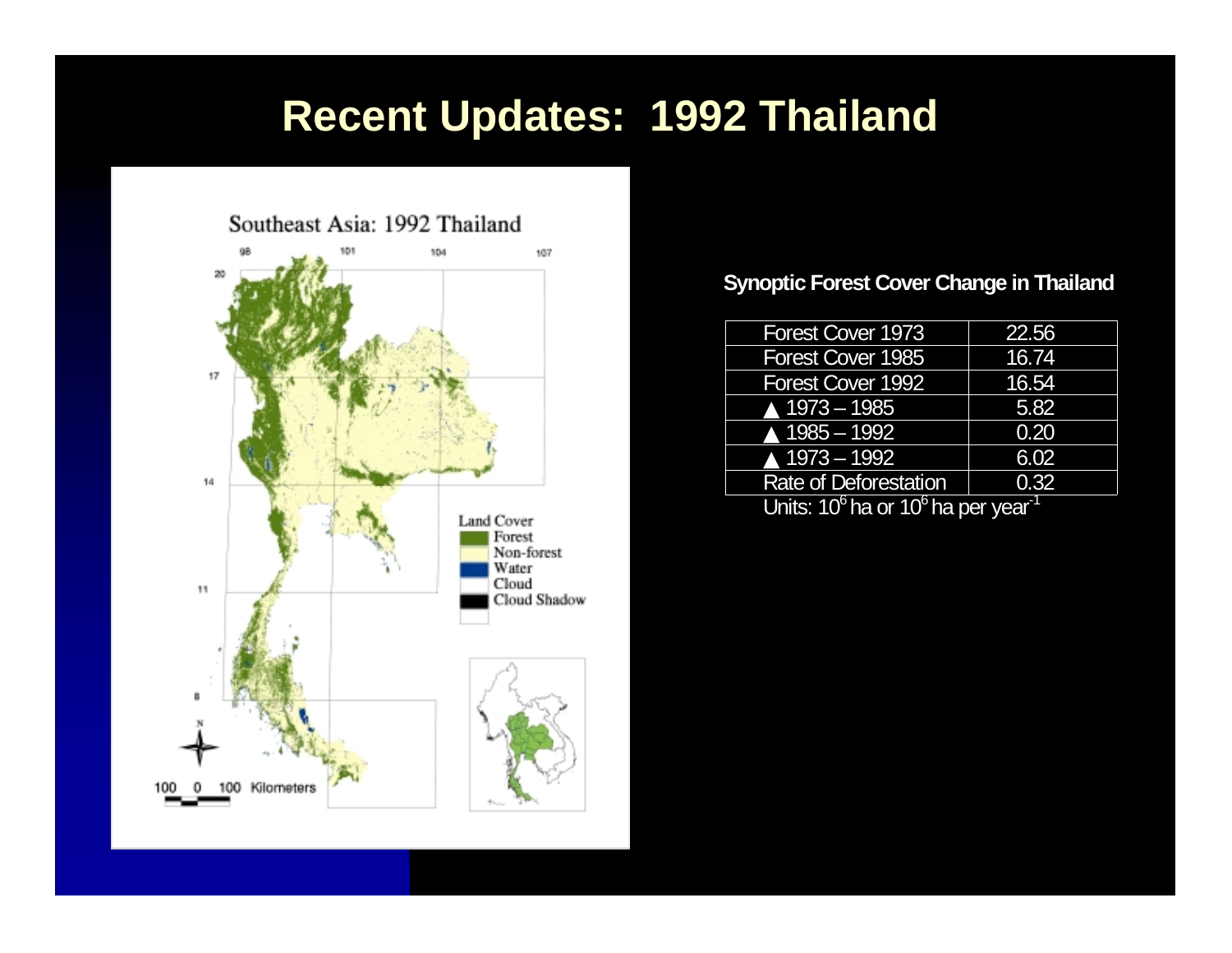# Recent Updates: 1992 Thailand

**Synoptic Forest Cover Change in Thailand**

| | |
|---|---|
| Forest Cover 1973 | 22.56 |
| Forest Cover 1985 | 16.74 |
| Forest Cover 1992 | 16.54 |
| ▲ 1973 – 1985 | 5.82 |
| ▲ 1985 – 1992 | 0.20 |
| ▲ 1973 – 1992 | 6.02 |
| Rate of Deforestation | 0.32 |

Units: $10^6$ ha or $10^6$ ha per year$^{-1}$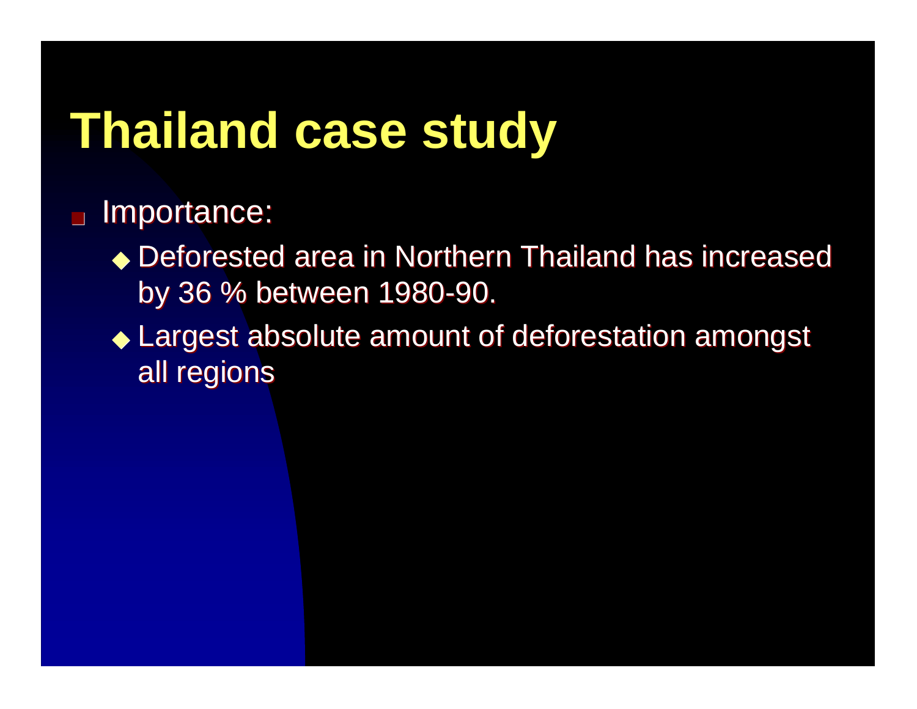# Thailand case study

- Importance:
  - Deforested area in Northern Thailand has increased by 36 % between 1980-90.
  - Largest absolute amount of deforestation amongst all regions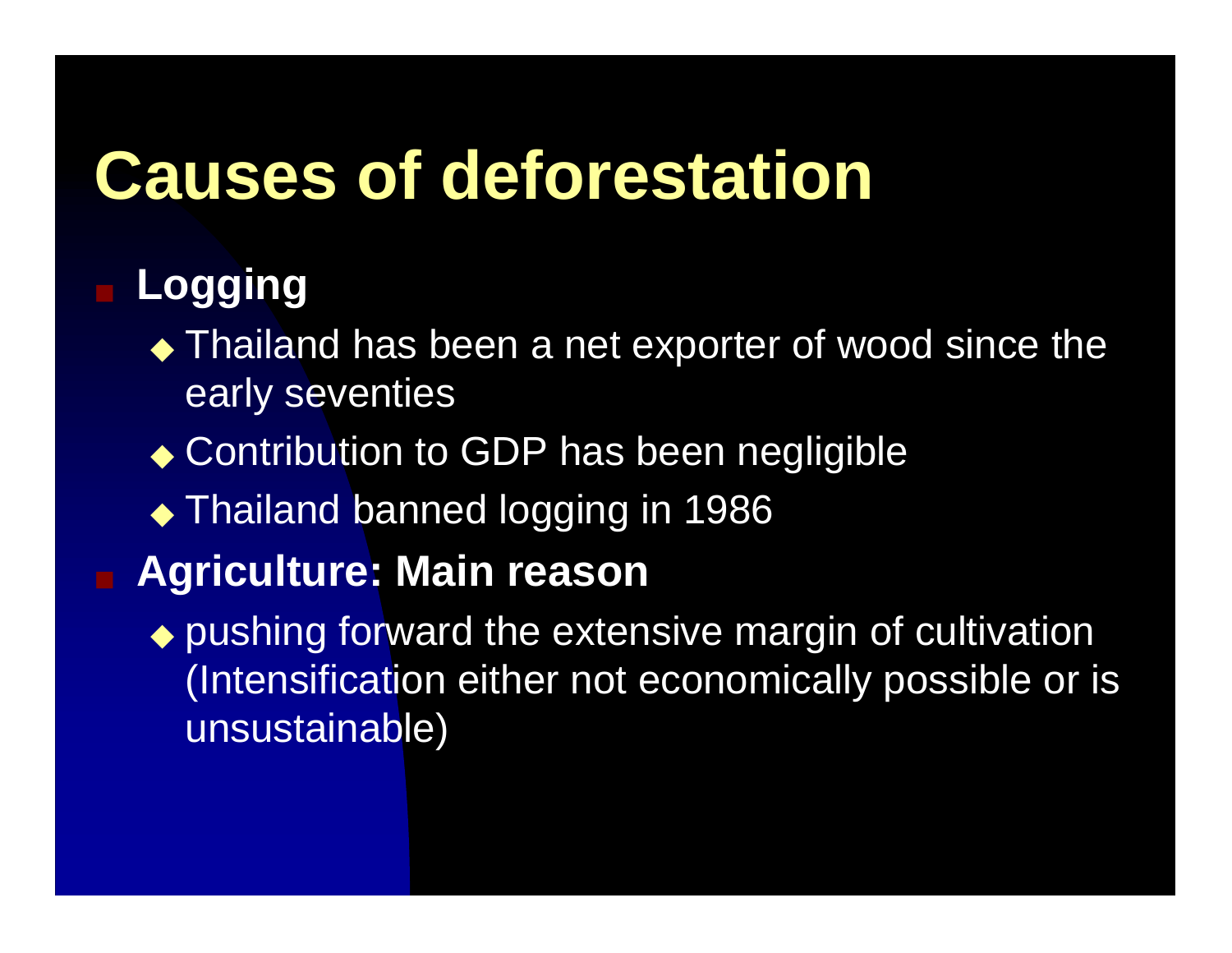# Causes of deforestation

- **Logging**
  - Thailand has been a net exporter of wood since the early seventies
  - Contribution to GDP has been negligible
  - Thailand banned logging in 1986
- **Agriculture: Main reason**
  - pushing forward the extensive margin of cultivation (Intensification either not economically possible or is unsustainable)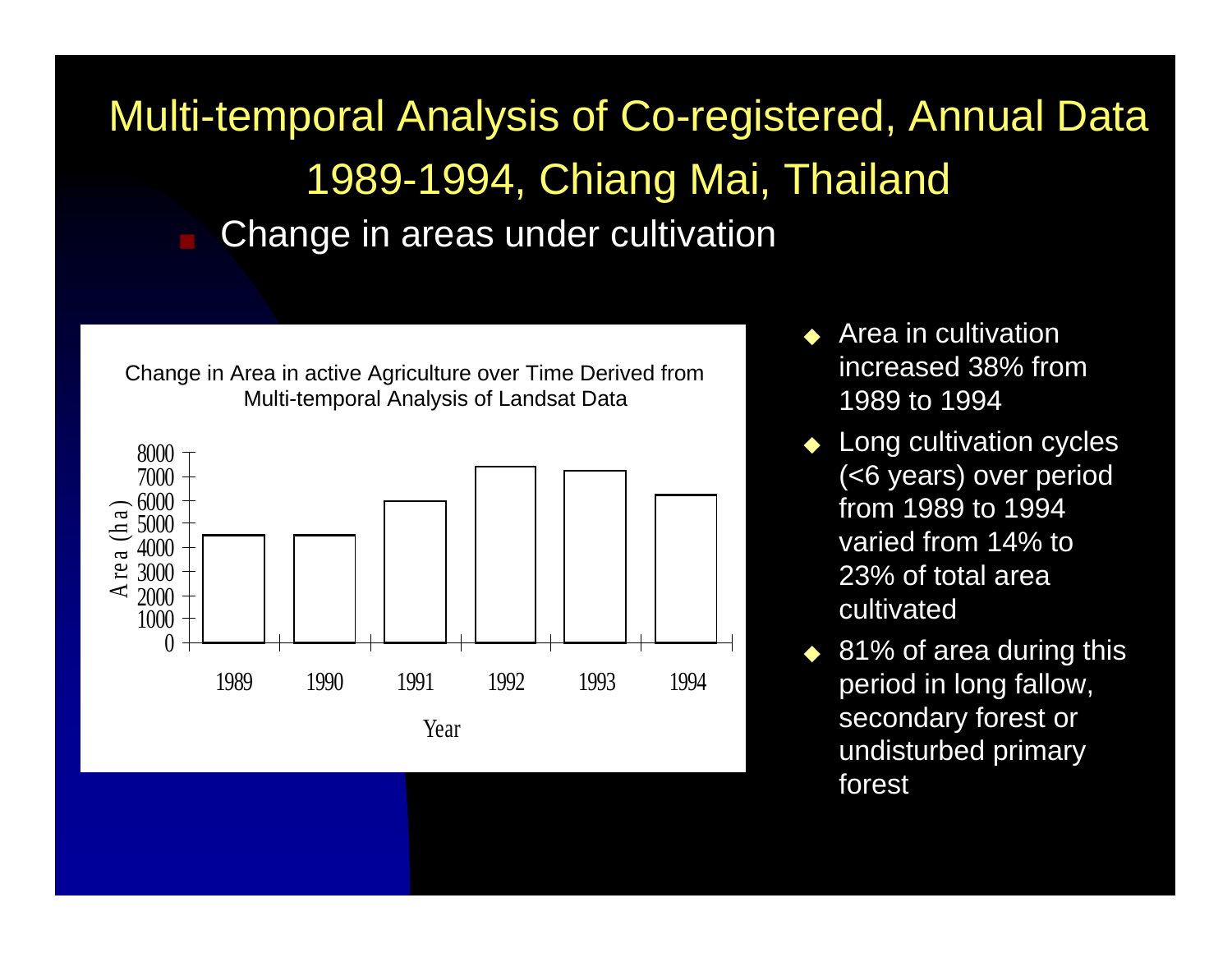# Multi-temporal Analysis of Co-registered, Annual Data 1989-1994, Chiang Mai, Thailand

- Change in areas under cultivation

Change in Area in active Agriculture over Time Derived from Multi-temporal Analysis of Landsat Data

- Area in cultivation increased 38% from 1989 to 1994
- Long cultivation cycles (<6 years) over period from 1989 to 1994 varied from 14% to 23% of total area cultivated
- 81% of area during this period in long fallow, secondary forest or undisturbed primary forest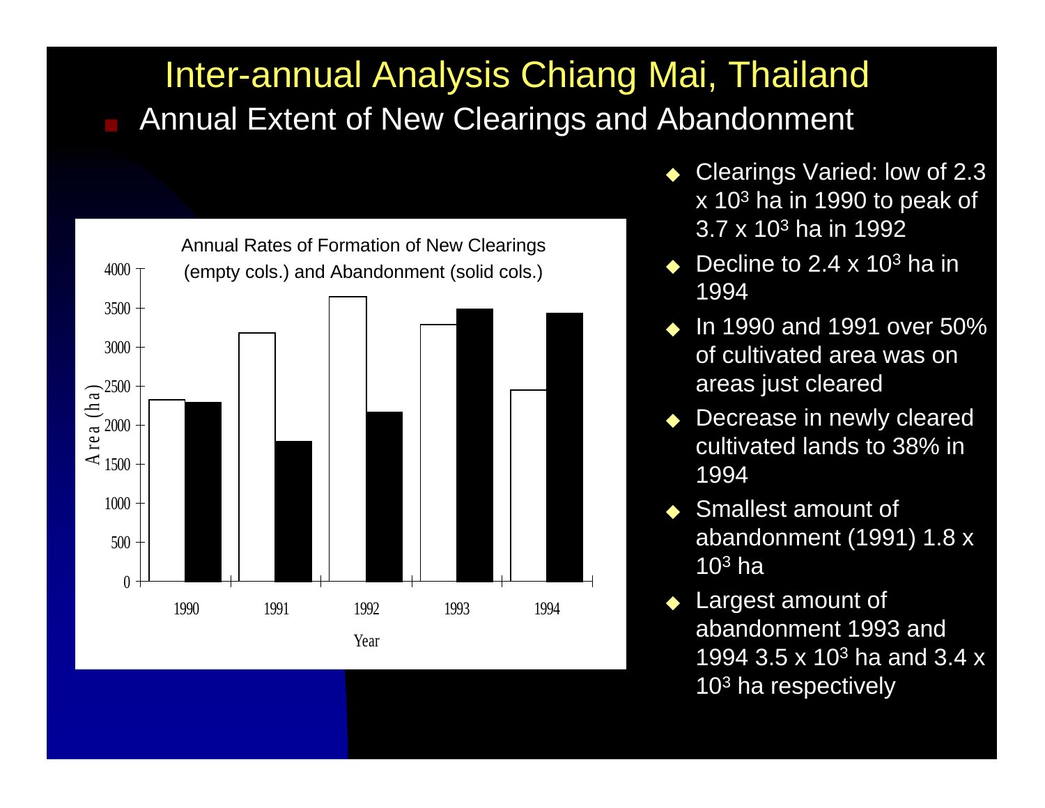# Inter-annual Analysis Chiang Mai, Thailand

- Annual Extent of New Clearings and Abandonment

Annual Rates of Formation of New Clearings (empty cols.) and Abandonment (solid cols.)

- Clearings Varied: low of 2.3 x $10^3$ ha in 1990 to peak of 3.7 x $10^3$ ha in 1992
- Decline to 2.4 x $10^3$ ha in 1994
- In 1990 and 1991 over 50% of cultivated area was on areas just cleared
- Decrease in newly cleared cultivated lands to 38% in 1994
- Smallest amount of abandonment (1991) 1.8 x $10^3$ ha
- Largest amount of abandonment 1993 and 1994 3.5 x $10^3$ ha and 3.4 x $10^3$ ha respectively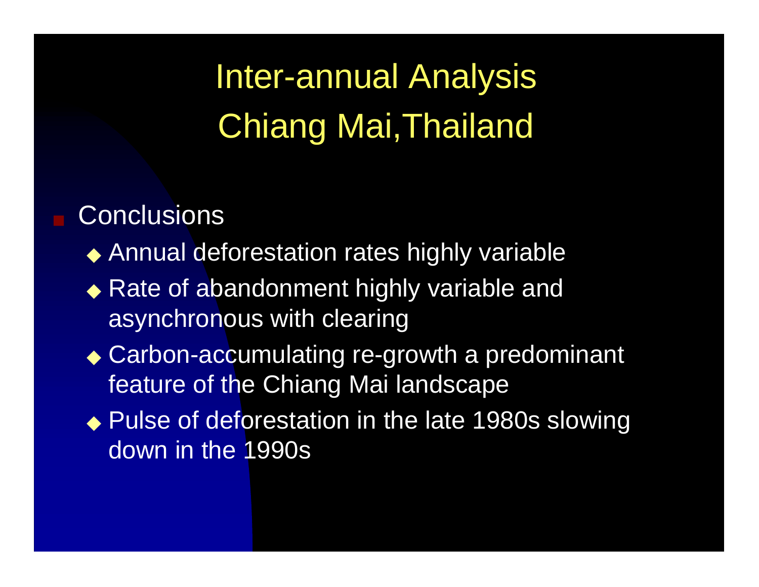# Inter-annual Analysis
# Chiang Mai,Thailand

- Conclusions
  - Annual deforestation rates highly variable
  - Rate of abandonment highly variable and asynchronous with clearing
  - Carbon-accumulating re-growth a predominant feature of the Chiang Mai landscape
  - Pulse of deforestation in the late 1980s slowing down in the 1990s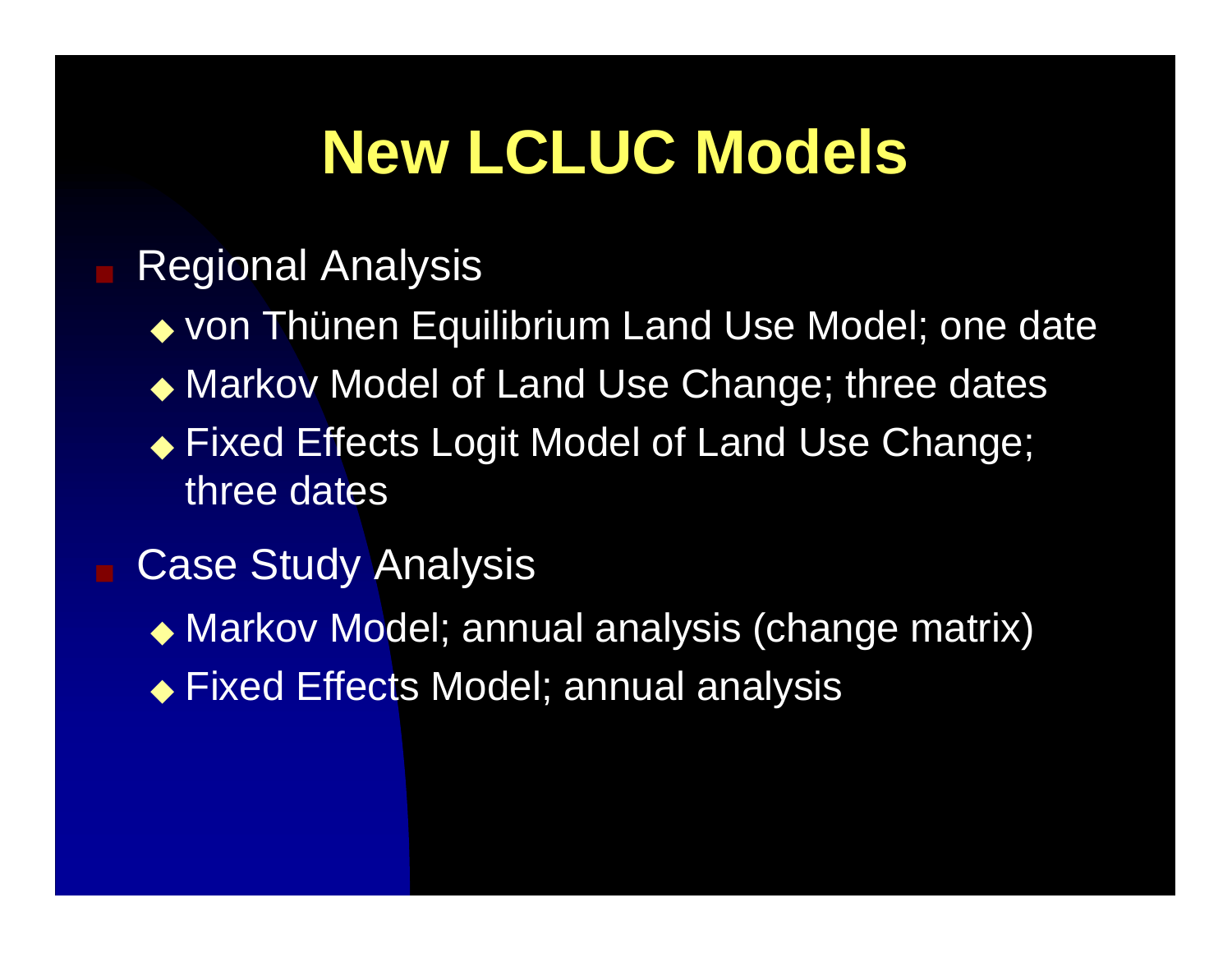# New LCLUC Models

- Regional Analysis
  - von Thünen Equilibrium Land Use Model; one date
  - Markov Model of Land Use Change; three dates
  - Fixed Effects Logit Model of Land Use Change; three dates
- Case Study Analysis
  - Markov Model; annual analysis (change matrix)
  - Fixed Effects Model; annual analysis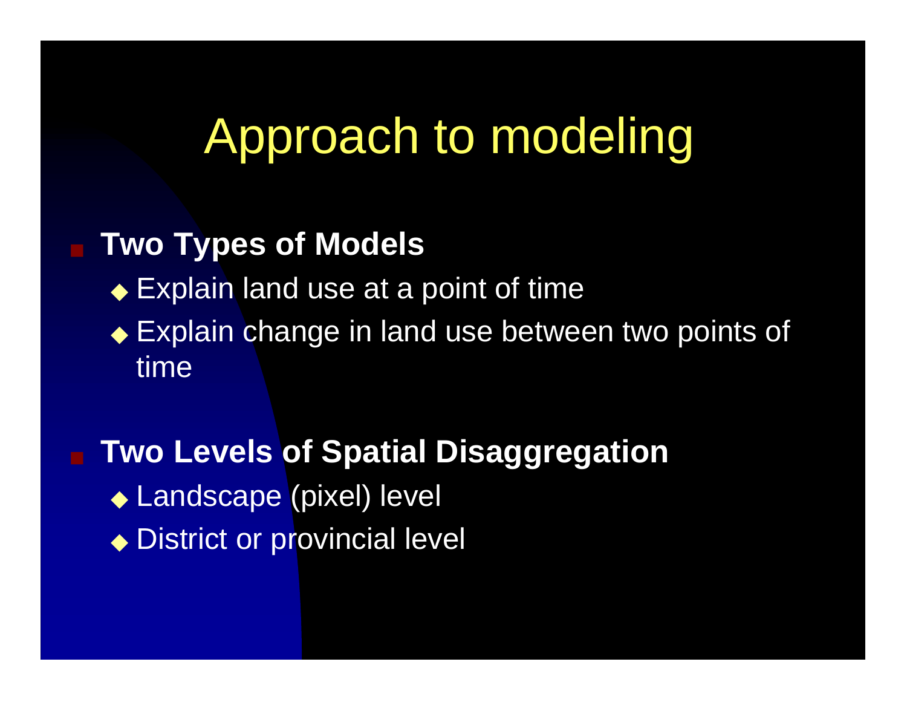# Approach to modeling

- **Two Types of Models**
  - Explain land use at a point of time
  - Explain change in land use between two points of time
- **Two Levels of Spatial Disaggregation**
  - Landscape (pixel) level
  - District or provincial level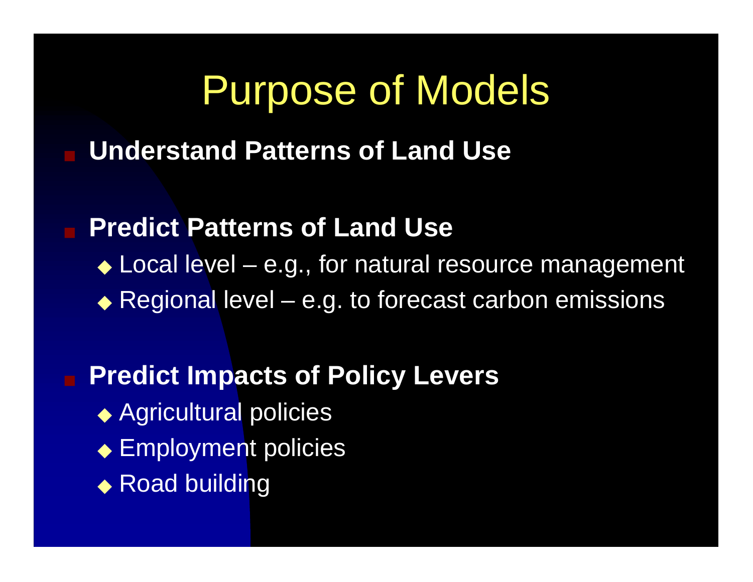# Purpose of Models

- **Understand Patterns of Land Use**

- **Predict Patterns of Land Use**
  - Local level – e.g., for natural resource management
  - Regional level – e.g. to forecast carbon emissions

- **Predict Impacts of Policy Levers**
  - Agricultural policies
  - Employment policies
  - Road building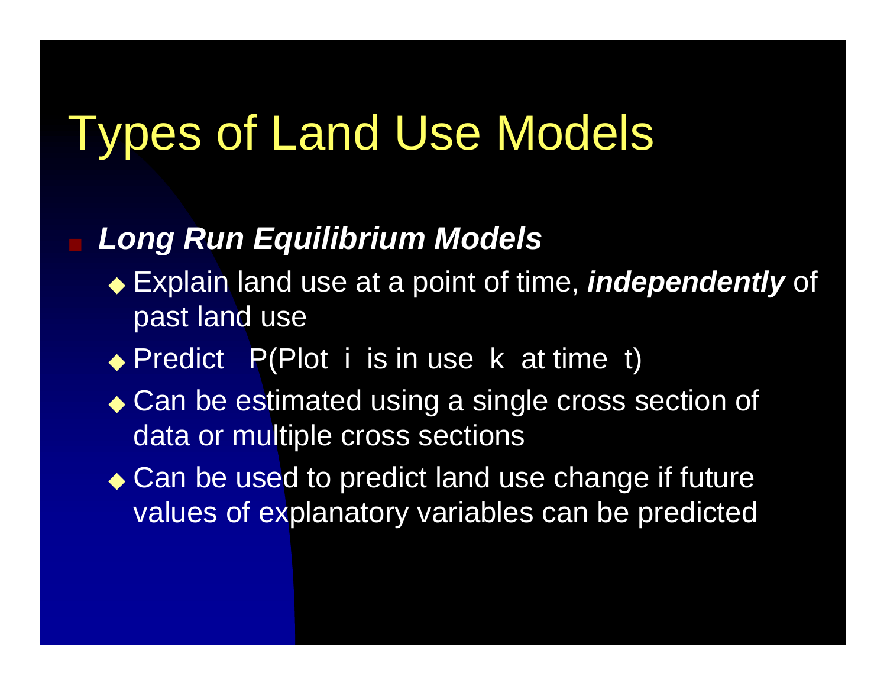# Types of Land Use Models

- ***Long Run Equilibrium Models***
  - Explain land use at a point of time, ***independently*** of past land use
  - Predict P(Plot i is in use k at time t)
  - Can be estimated using a single cross section of data or multiple cross sections
  - Can be used to predict land use change if future values of explanatory variables can be predicted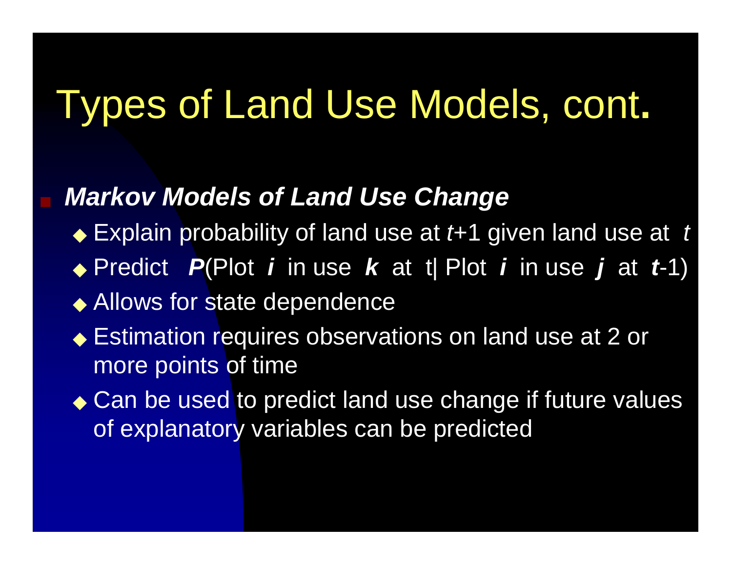# Types of Land Use Models, cont.

- ***Markov Models of Land Use Change***
  - Explain probability of land use at $t+1$ given land use at $t$
  - Predict $P$(Plot $i$ in use $k$ at t| Plot $i$ in use $j$ at $t$-1)
  - Allows for state dependence
  - Estimation requires observations on land use at 2 or more points of time
  - Can be used to predict land use change if future values of explanatory variables can be predicted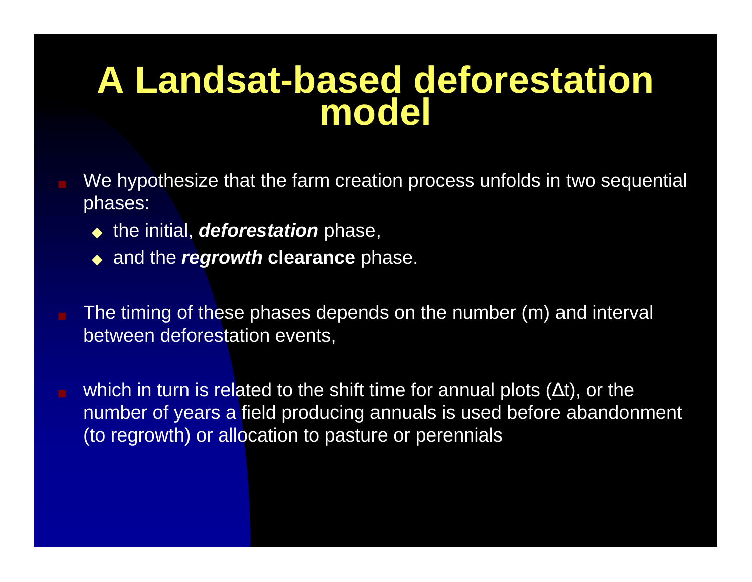# A Landsat-based deforestation model

- We hypothesize that the farm creation process unfolds in two sequential phases:
  - the initial, ***deforestation*** phase,
  - and the ***regrowth*** **clearance** phase.

- The timing of these phases depends on the number (m) and interval between deforestation events,

- which in turn is related to the shift time for annual plots ($\Delta t$), or the number of years a field producing annuals is used before abandonment (to regrowth) or allocation to pasture or perennials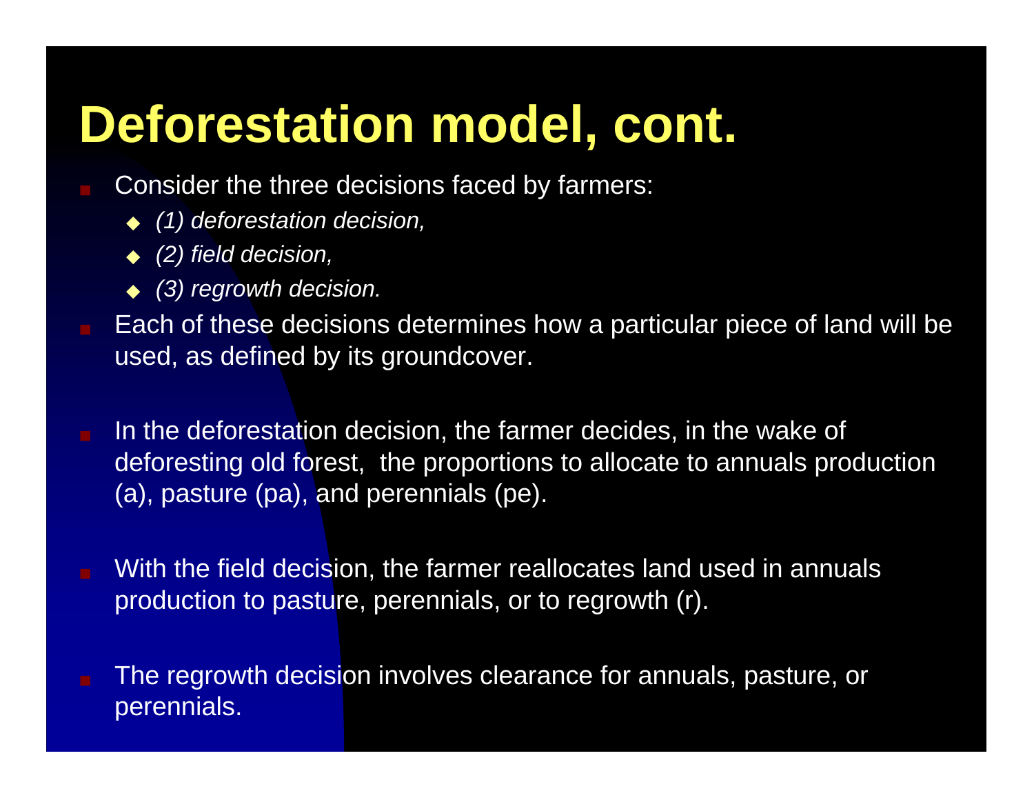# Deforestation model, cont.

- Consider the three decisions faced by farmers:
  - *(1) deforestation decision,*
  - *(2) field decision,*
  - *(3) regrowth decision.*
- Each of these decisions determines how a particular piece of land will be used, as defined by its groundcover.
- In the deforestation decision, the farmer decides, in the wake of deforesting old forest, the proportions to allocate to annuals production (a), pasture (pa), and perennials (pe).
- With the field decision, the farmer reallocates land used in annuals production to pasture, perennials, or to regrowth (r).
- The regrowth decision involves clearance for annuals, pasture, or perennials.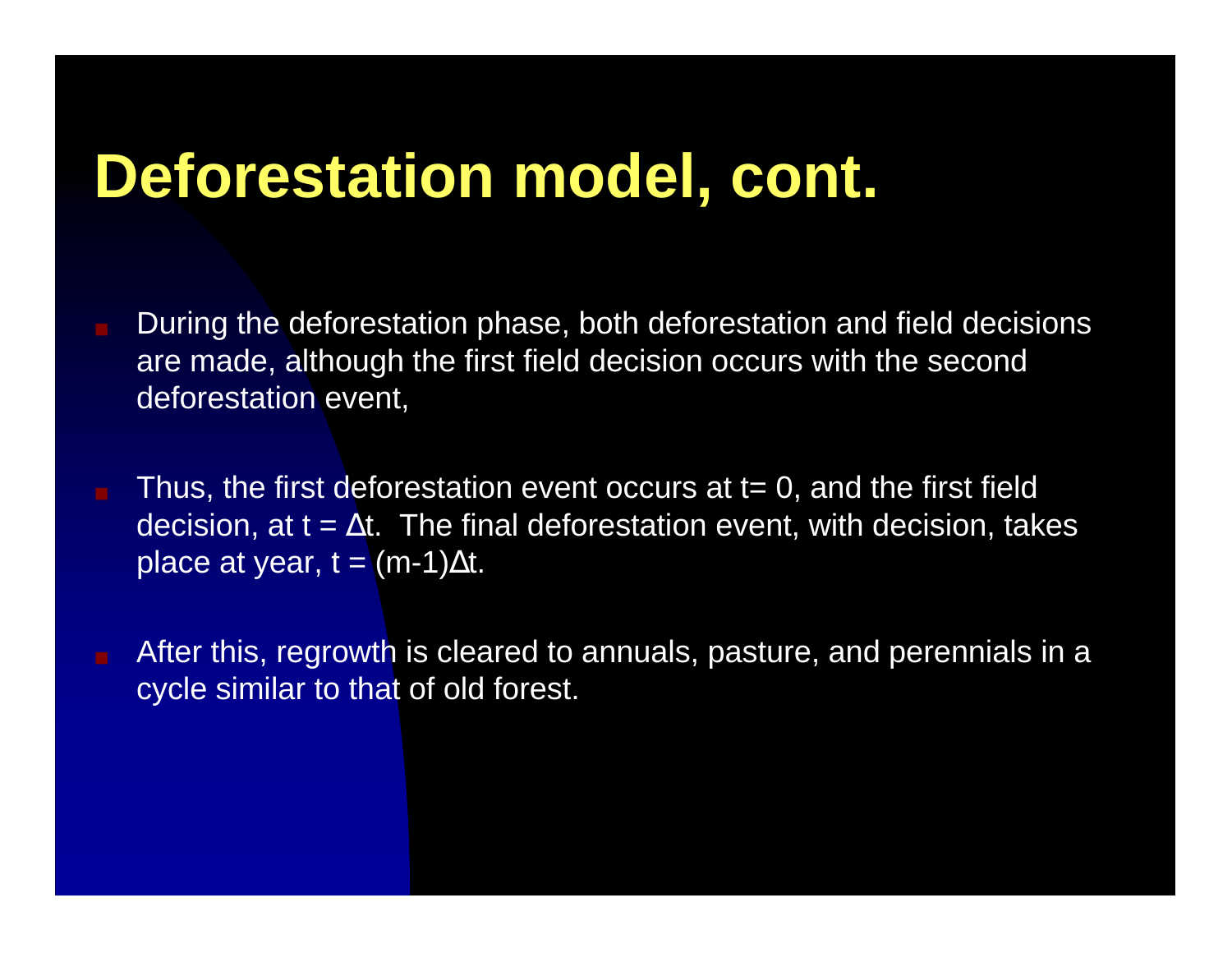# Deforestation model, cont.

- During the deforestation phase, both deforestation and field decisions are made, although the first field decision occurs with the second deforestation event,
- Thus, the first deforestation event occurs at $t = 0$, and the first field decision, at $t = \Delta t$. The final deforestation event, with decision, takes place at year, $t = (m-1)\Delta t$.
- After this, regrowth is cleared to annuals, pasture, and perennials in a cycle similar to that of old forest.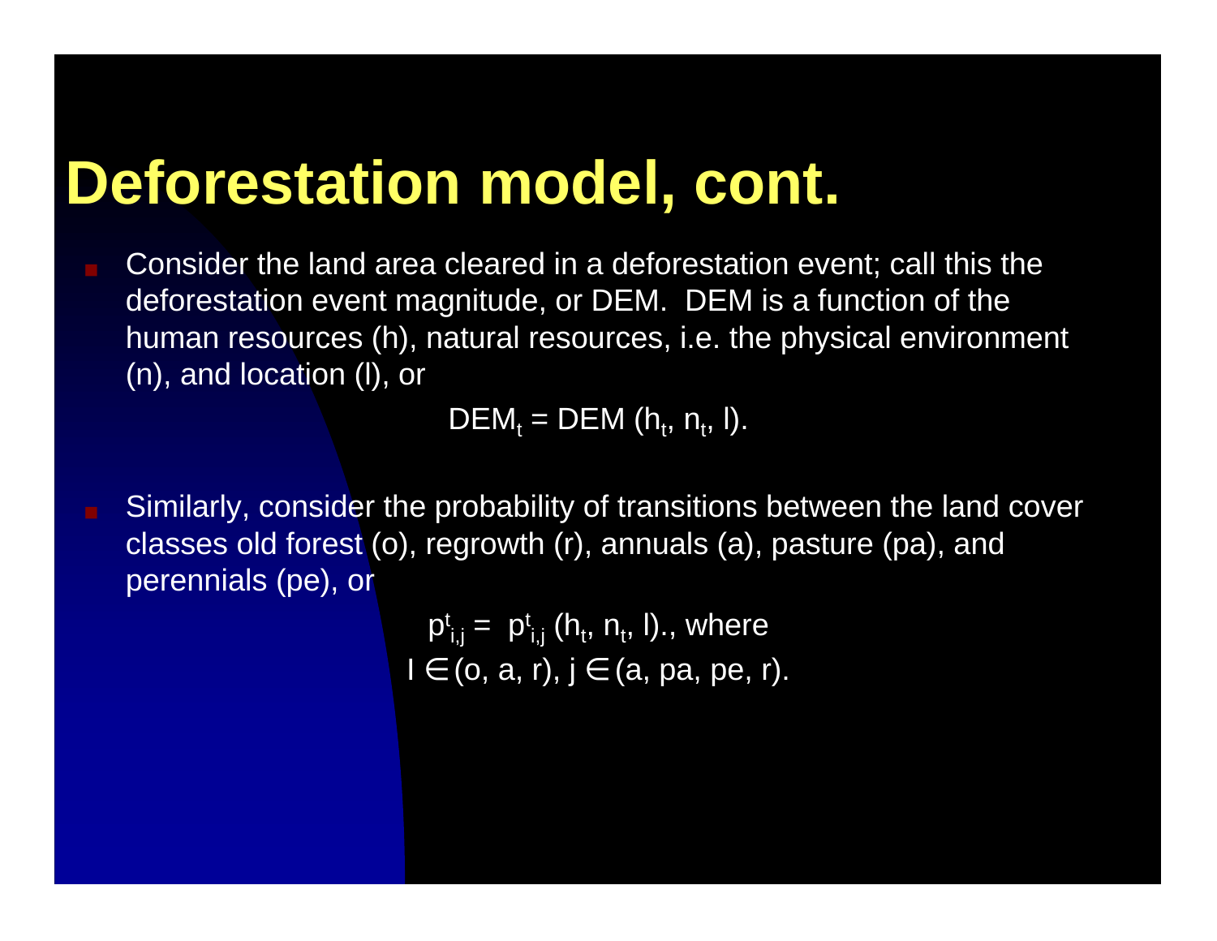# Deforestation model, cont.

- Consider the land area cleared in a deforestation event; call this the deforestation event magnitude, or DEM. DEM is a function of the human resources (h), natural resources, i.e. the physical environment (n), and location (l), or

$$DEM_t = DEM(h_t, n_t, l).$$

- Similarly, consider the probability of transitions between the land cover classes old forest (o), regrowth (r), annuals (a), pasture (pa), and perennials (pe), or

$$p^t_{i,j} = p^t_{i,j}(h_t, n_t, l)., \text{ where}$$

$$I \in (o, a, r), j \in (a, pa, pe, r).$$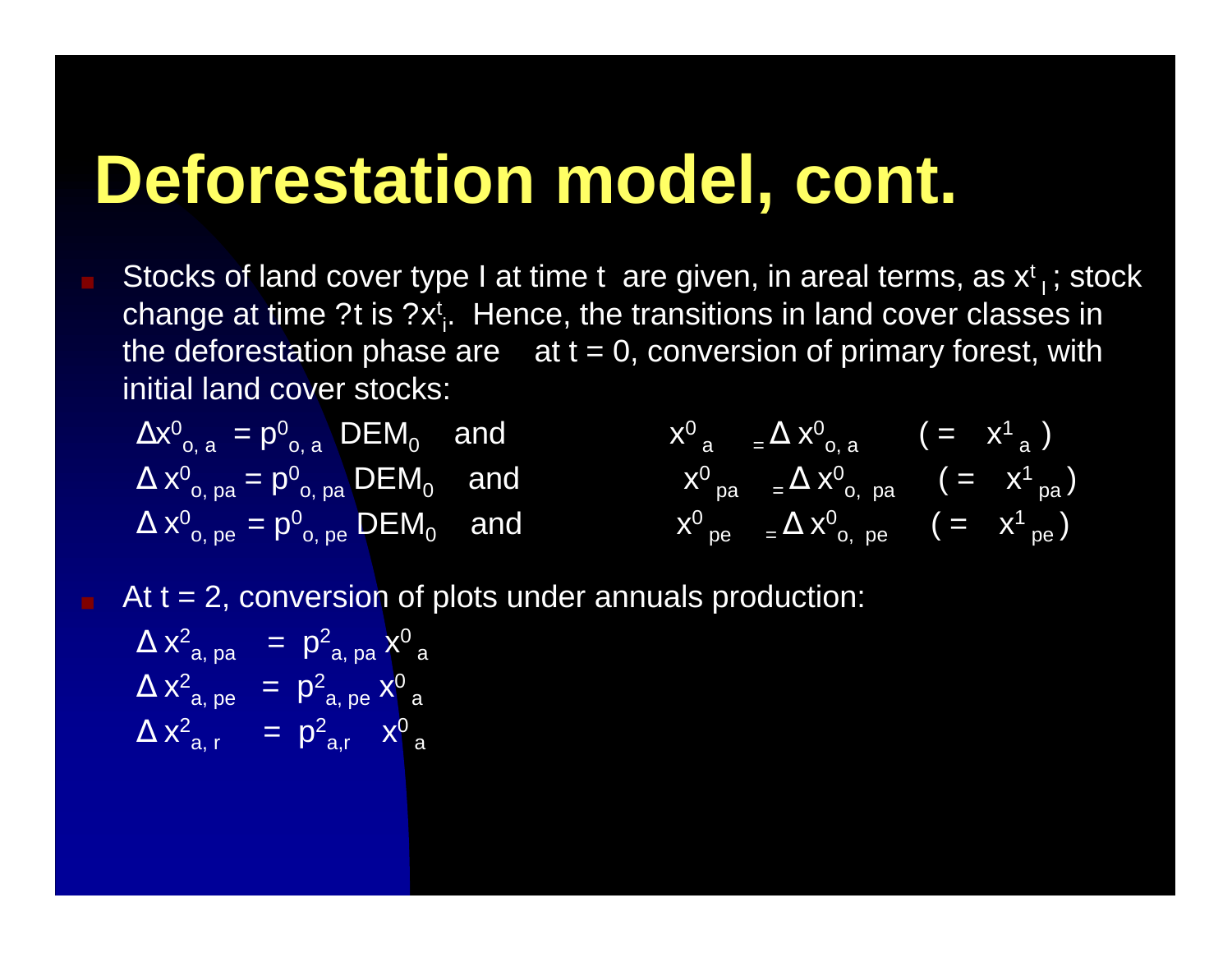# Deforestation model, cont.

- Stocks of land cover type I at time t are given, in areal terms, as $x^t_I$; stock change at time ?t is $?x^t_i$. Hence, the transitions in land cover classes in the deforestation phase are at t = 0, conversion of primary forest, with initial land cover stocks:

$$\Delta x^0_{o,a} = p^0_{o,a}\ DEM_0 \quad \text{and} \quad x^0_{a} = \Delta x^0_{o,a} \quad (= x^1_{a})$$

$$\Delta x^0_{o,pa} = p^0_{o,pa}\ DEM_0 \quad \text{and} \quad x^0_{pa} = \Delta x^0_{o,pa} \quad (= x^1_{pa})$$

$$\Delta x^0_{o,pe} = p^0_{o,pe}\ DEM_0 \quad \text{and} \quad x^0_{pe} = \Delta x^0_{o,pe} \quad (= x^1_{pe})$$

- At t = 2, conversion of plots under annuals production:

$$\Delta x^2_{a,pa} = p^2_{a,pa}\ x^0_{a}$$

$$\Delta x^2_{a,pe} = p^2_{a,pe}\ x^0_{a}$$

$$\Delta x^2_{a,r} = p^2_{a,r}\ x^0_{a}$$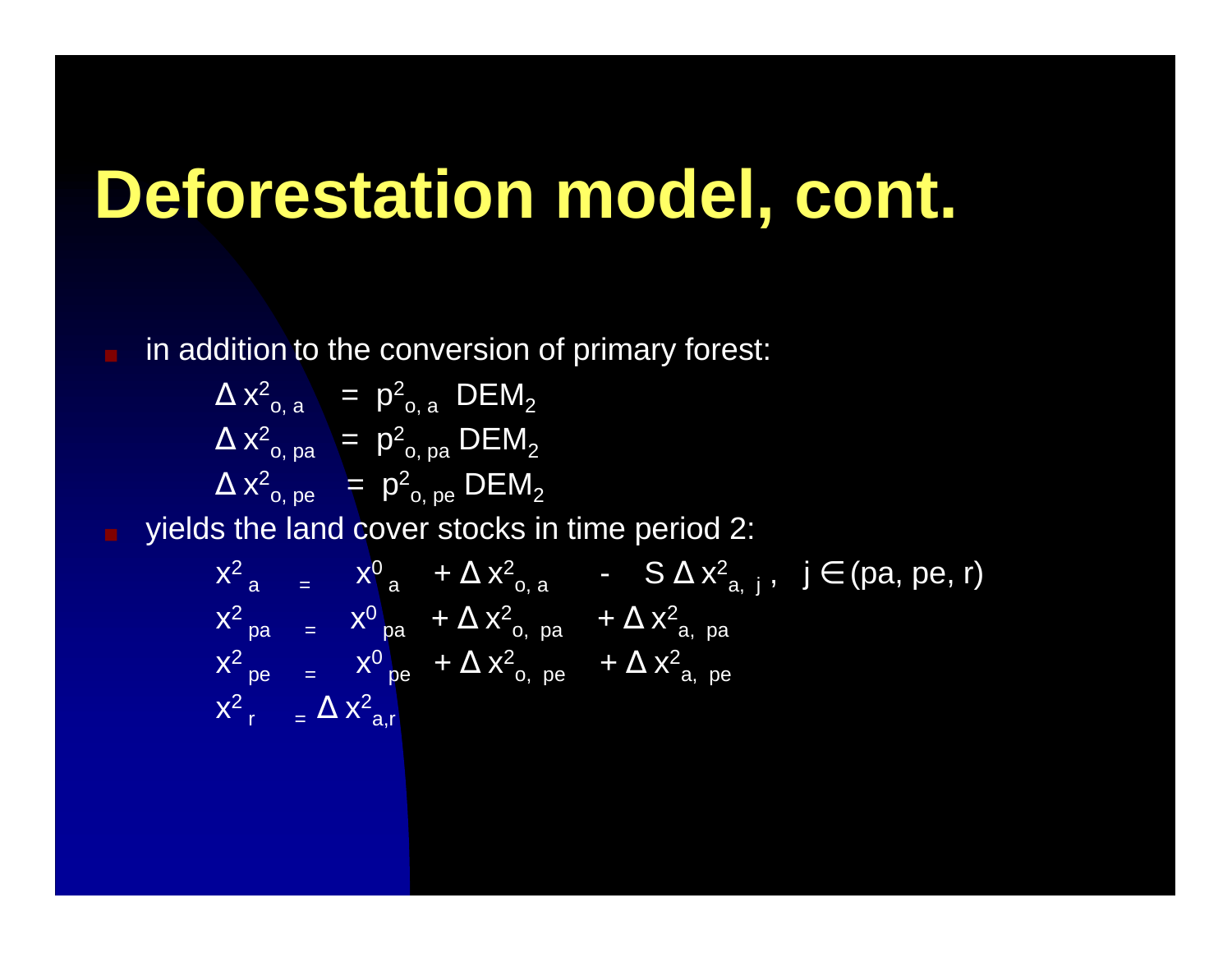# Deforestation model, cont.

- in addition to the conversion of primary forest:

$$\Delta x^2_{o,\,a} = p^2_{o,\,a}\ DEM_2$$
$$\Delta x^2_{o,\,pa} = p^2_{o,\,pa}\ DEM_2$$
$$\Delta x^2_{o,\,pe} = p^2_{o,\,pe}\ DEM_2$$

- yields the land cover stocks in time period 2:

$$x^2_{\ a} = x^0_{\ a} + \Delta x^2_{o,\,a} - S\,\Delta x^2_{a,\,j}, \quad j \in (pa, pe, r)$$
$$x^2_{\ pa} = x^0_{\ pa} + \Delta x^2_{o,\,pa} + \Delta x^2_{a,\,pa}$$
$$x^2_{\ pe} = x^0_{\ pe} + \Delta x^2_{o,\,pe} + \Delta x^2_{a,\,pe}$$
$$x^2_{\ r} = \Delta x^2_{a,r}$$